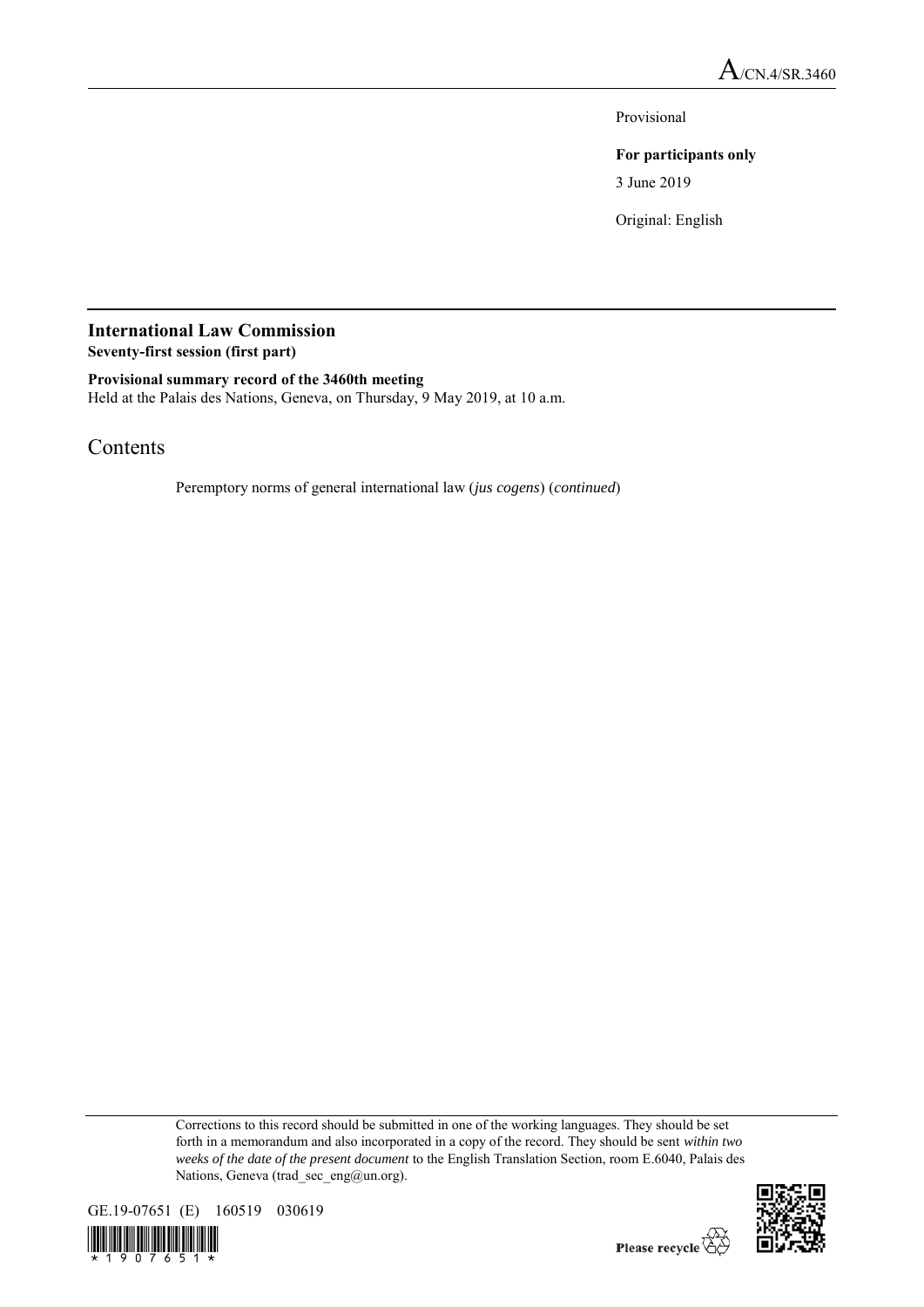A/CN.4/SR.3460

Provisional

**For participants only**

3 June 2019

Original: English

## International Law Commission

**Seventy-first session (first part)**

**Provisional summary record of the 3460th meeting**

Held at the Palais des Nations, Geneva, on Thursday, 9 May 2019, at 10 a.m.

# Contents

Peremptory norms of general international law (*jus cogens*) (*continued*)

Corrections to this record should be submitted in one of the working languages. They should be set forth in a memorandum and also incorporated in a copy of the record. They should be sent *within two weeks of the date of the present document* to the English Translation Section, room E.6040, Palais des Nations, Geneva (trad_sec_eng@un.org).

GE.19-07651 (E) 160519 030619

Please recycle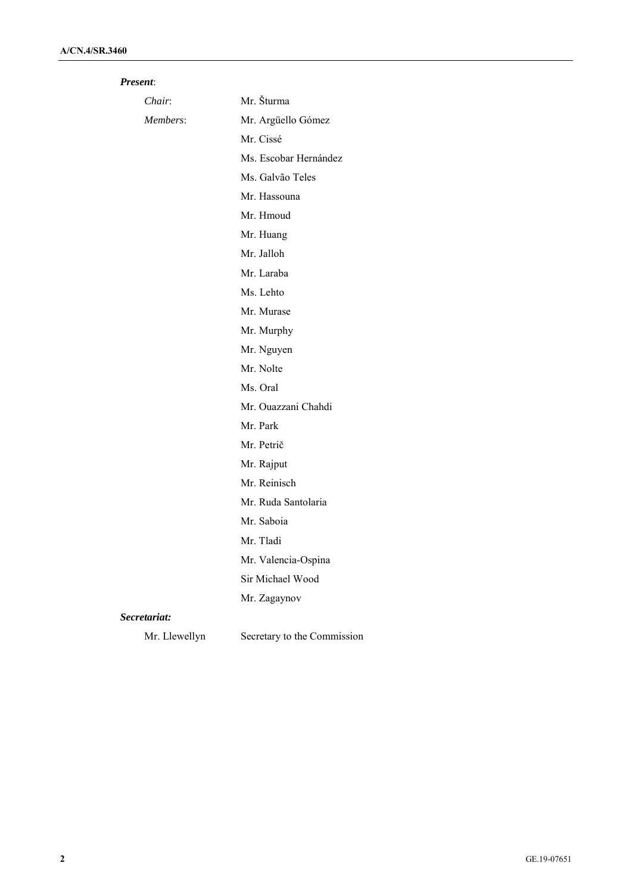***Present*:**

| | |
|---|---|
| *Chair*: | Mr. Šturma |
| *Members*: | Mr. Argüello Gómez |
| | Mr. Cissé |
| | Ms. Escobar Hernández |
| | Ms. Galvão Teles |
| | Mr. Hassouna |
| | Mr. Hmoud |
| | Mr. Huang |
| | Mr. Jalloh |
| | Mr. Laraba |
| | Ms. Lehto |
| | Mr. Murase |
| | Mr. Murphy |
| | Mr. Nguyen |
| | Mr. Nolte |
| | Ms. Oral |
| | Mr. Ouazzani Chahdi |
| | Mr. Park |
| | Mr. Petrič |
| | Mr. Rajput |
| | Mr. Reinisch |
| | Mr. Ruda Santolaria |
| | Mr. Saboia |
| | Mr. Tladi |
| | Mr. Valencia-Ospina |
| | Sir Michael Wood |
| | Mr. Zagaynov |

***Secretariat:***

| | |
|---|---|
| Mr. Llewellyn | Secretary to the Commission |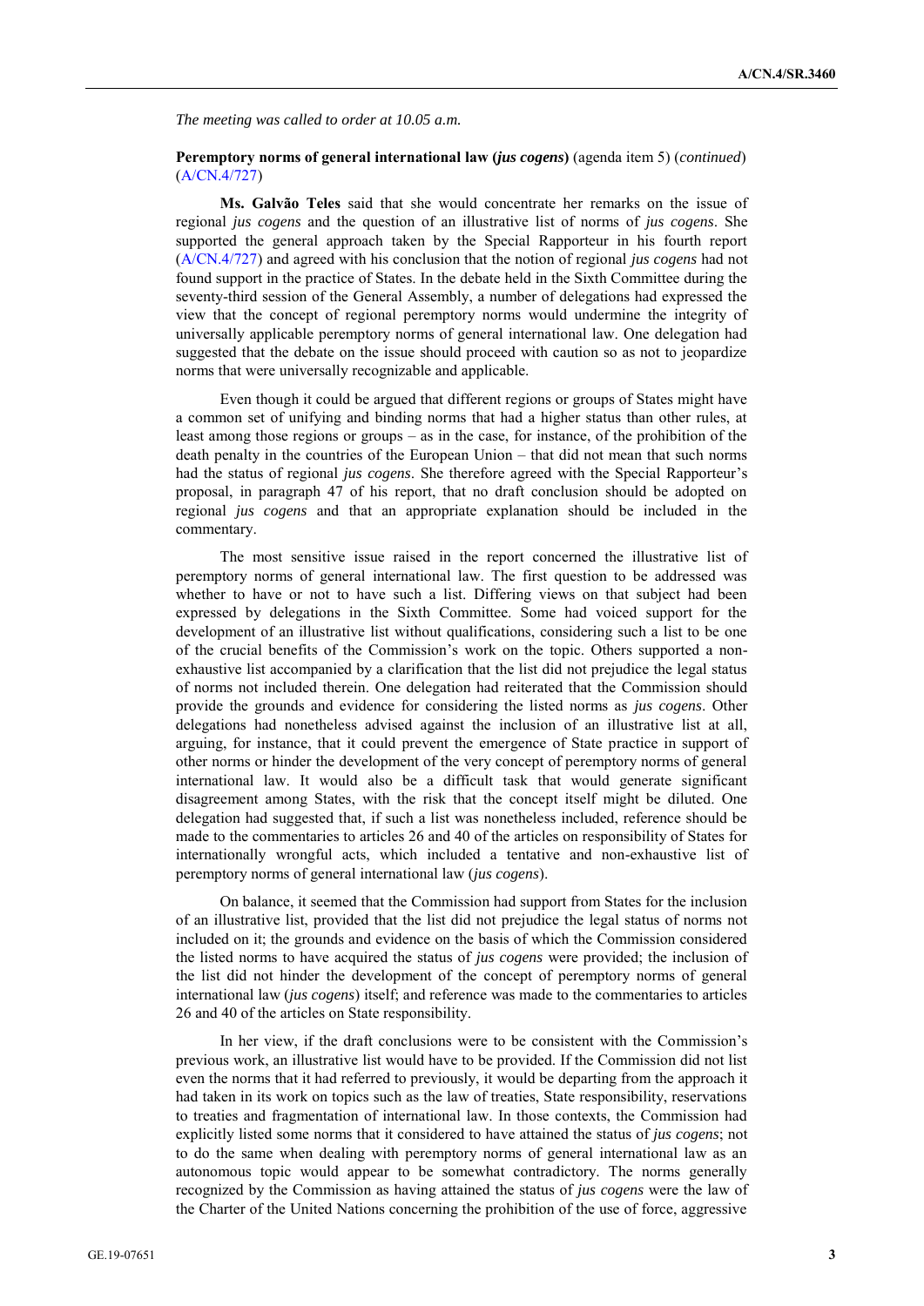*The meeting was called to order at 10.05 a.m.*

**Peremptory norms of general international law (*jus cogens*)** (agenda item 5) (*continued*) (A/CN.4/727)

**Ms. Galvão Teles** said that she would concentrate her remarks on the issue of regional *jus cogens* and the question of an illustrative list of norms of *jus cogens*. She supported the general approach taken by the Special Rapporteur in his fourth report (A/CN.4/727) and agreed with his conclusion that the notion of regional *jus cogens* had not found support in the practice of States. In the debate held in the Sixth Committee during the seventy-third session of the General Assembly, a number of delegations had expressed the view that the concept of regional peremptory norms would undermine the integrity of universally applicable peremptory norms of general international law. One delegation had suggested that the debate on the issue should proceed with caution so as not to jeopardize norms that were universally recognizable and applicable.

Even though it could be argued that different regions or groups of States might have a common set of unifying and binding norms that had a higher status than other rules, at least among those regions or groups – as in the case, for instance, of the prohibition of the death penalty in the countries of the European Union – that did not mean that such norms had the status of regional *jus cogens*. She therefore agreed with the Special Rapporteur's proposal, in paragraph 47 of his report, that no draft conclusion should be adopted on regional *jus cogens* and that an appropriate explanation should be included in the commentary.

The most sensitive issue raised in the report concerned the illustrative list of peremptory norms of general international law. The first question to be addressed was whether to have or not to have such a list. Differing views on that subject had been expressed by delegations in the Sixth Committee. Some had voiced support for the development of an illustrative list without qualifications, considering such a list to be one of the crucial benefits of the Commission's work on the topic. Others supported a non-exhaustive list accompanied by a clarification that the list did not prejudice the legal status of norms not included therein. One delegation had reiterated that the Commission should provide the grounds and evidence for considering the listed norms as *jus cogens*. Other delegations had nonetheless advised against the inclusion of an illustrative list at all, arguing, for instance, that it could prevent the emergence of State practice in support of other norms or hinder the development of the very concept of peremptory norms of general international law. It would also be a difficult task that would generate significant disagreement among States, with the risk that the concept itself might be diluted. One delegation had suggested that, if such a list was nonetheless included, reference should be made to the commentaries to articles 26 and 40 of the articles on responsibility of States for internationally wrongful acts, which included a tentative and non-exhaustive list of peremptory norms of general international law (*jus cogens*).

On balance, it seemed that the Commission had support from States for the inclusion of an illustrative list, provided that the list did not prejudice the legal status of norms not included on it; the grounds and evidence on the basis of which the Commission considered the listed norms to have acquired the status of *jus cogens* were provided; the inclusion of the list did not hinder the development of the concept of peremptory norms of general international law (*jus cogens*) itself; and reference was made to the commentaries to articles 26 and 40 of the articles on State responsibility.

In her view, if the draft conclusions were to be consistent with the Commission's previous work, an illustrative list would have to be provided. If the Commission did not list even the norms that it had referred to previously, it would be departing from the approach it had taken in its work on topics such as the law of treaties, State responsibility, reservations to treaties and fragmentation of international law. In those contexts, the Commission had explicitly listed some norms that it considered to have attained the status of *jus cogens*; not to do the same when dealing with peremptory norms of general international law as an autonomous topic would appear to be somewhat contradictory. The norms generally recognized by the Commission as having attained the status of *jus cogens* were the law of the Charter of the United Nations concerning the prohibition of the use of force, aggressive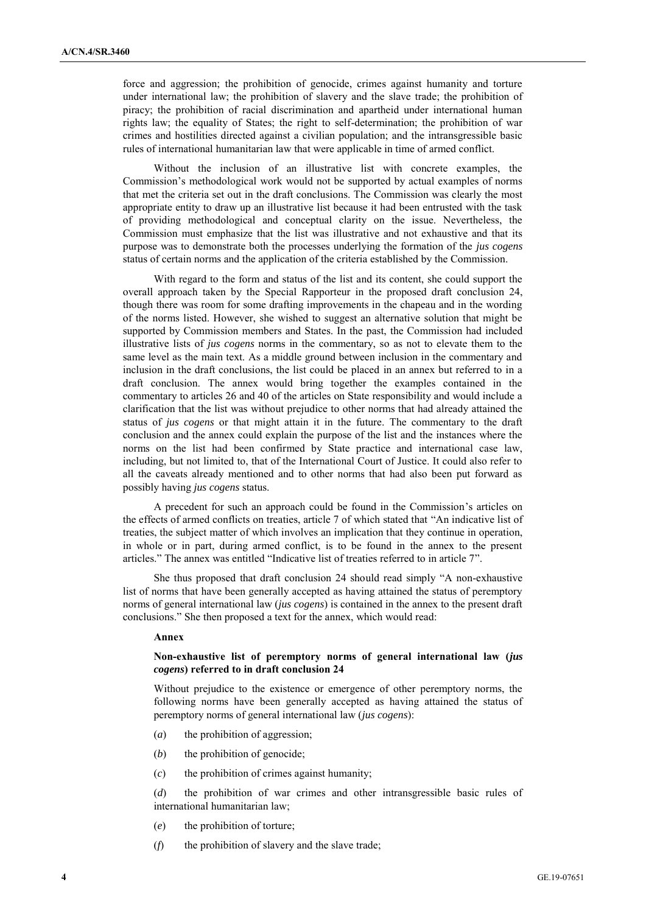force and aggression; the prohibition of genocide, crimes against humanity and torture under international law; the prohibition of slavery and the slave trade; the prohibition of piracy; the prohibition of racial discrimination and apartheid under international human rights law; the equality of States; the right to self-determination; the prohibition of war crimes and hostilities directed against a civilian population; and the intransgressible basic rules of international humanitarian law that were applicable in time of armed conflict.

Without the inclusion of an illustrative list with concrete examples, the Commission's methodological work would not be supported by actual examples of norms that met the criteria set out in the draft conclusions. The Commission was clearly the most appropriate entity to draw up an illustrative list because it had been entrusted with the task of providing methodological and conceptual clarity on the issue. Nevertheless, the Commission must emphasize that the list was illustrative and not exhaustive and that its purpose was to demonstrate both the processes underlying the formation of the *jus cogens* status of certain norms and the application of the criteria established by the Commission.

With regard to the form and status of the list and its content, she could support the overall approach taken by the Special Rapporteur in the proposed draft conclusion 24, though there was room for some drafting improvements in the chapeau and in the wording of the norms listed. However, she wished to suggest an alternative solution that might be supported by Commission members and States. In the past, the Commission had included illustrative lists of *jus cogens* norms in the commentary, so as not to elevate them to the same level as the main text. As a middle ground between inclusion in the commentary and inclusion in the draft conclusions, the list could be placed in an annex but referred to in a draft conclusion. The annex would bring together the examples contained in the commentary to articles 26 and 40 of the articles on State responsibility and would include a clarification that the list was without prejudice to other norms that had already attained the status of *jus cogens* or that might attain it in the future. The commentary to the draft conclusion and the annex could explain the purpose of the list and the instances where the norms on the list had been confirmed by State practice and international case law, including, but not limited to, that of the International Court of Justice. It could also refer to all the caveats already mentioned and to other norms that had also been put forward as possibly having *jus cogens* status.

A precedent for such an approach could be found in the Commission's articles on the effects of armed conflicts on treaties, article 7 of which stated that "An indicative list of treaties, the subject matter of which involves an implication that they continue in operation, in whole or in part, during armed conflict, is to be found in the annex to the present articles." The annex was entitled "Indicative list of treaties referred to in article 7".

She thus proposed that draft conclusion 24 should read simply "A non-exhaustive list of norms that have been generally accepted as having attained the status of peremptory norms of general international law (*jus cogens*) is contained in the annex to the present draft conclusions." She then proposed a text for the annex, which would read:

**Annex**

**Non-exhaustive list of peremptory norms of general international law (*jus cogens*) referred to in draft conclusion 24**

Without prejudice to the existence or emergence of other peremptory norms, the following norms have been generally accepted as having attained the status of peremptory norms of general international law (*jus cogens*):

(*a*) the prohibition of aggression;

(*b*) the prohibition of genocide;

(*c*) the prohibition of crimes against humanity;

(*d*) the prohibition of war crimes and other intransgressible basic rules of international humanitarian law;

(*e*) the prohibition of torture;

(*f*) the prohibition of slavery and the slave trade;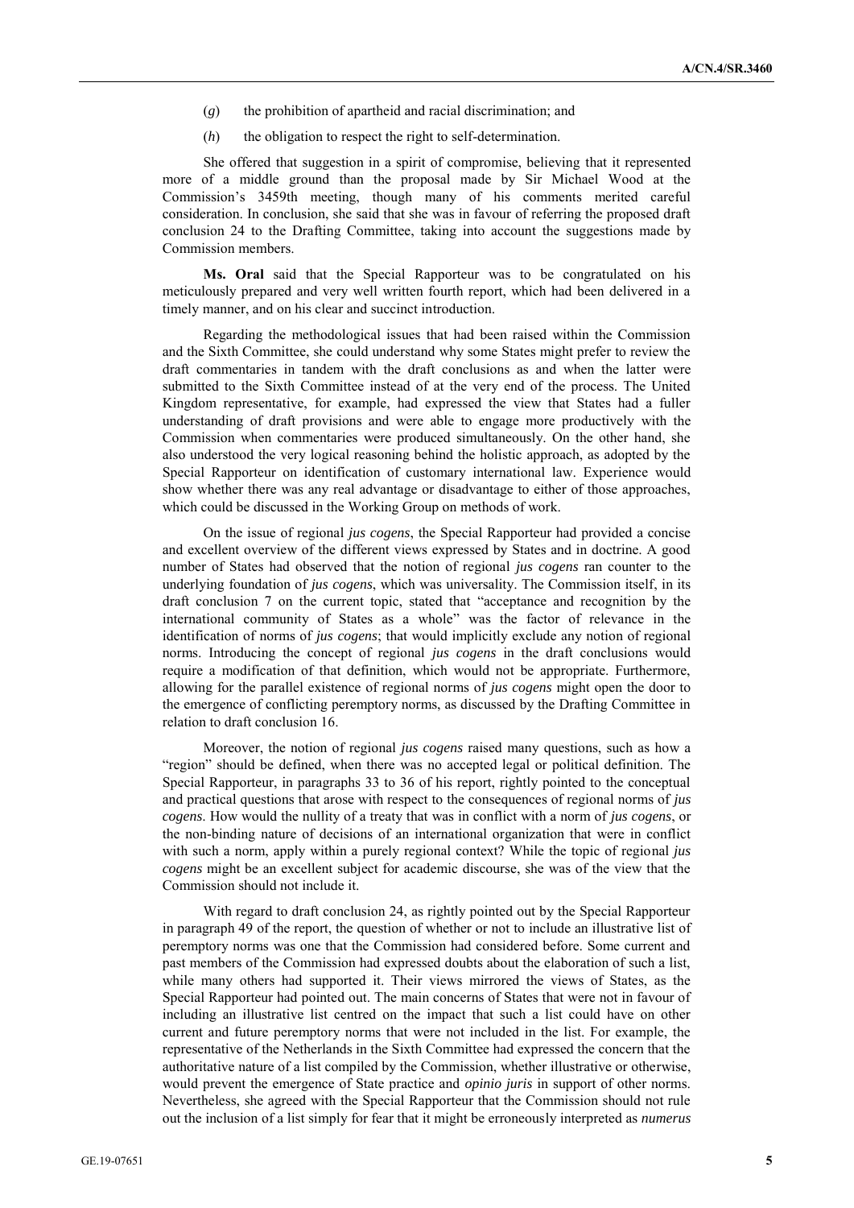(*g*) the prohibition of apartheid and racial discrimination; and

(*h*) the obligation to respect the right to self-determination.

She offered that suggestion in a spirit of compromise, believing that it represented more of a middle ground than the proposal made by Sir Michael Wood at the Commission's 3459th meeting, though many of his comments merited careful consideration. In conclusion, she said that she was in favour of referring the proposed draft conclusion 24 to the Drafting Committee, taking into account the suggestions made by Commission members.

**Ms. Oral** said that the Special Rapporteur was to be congratulated on his meticulously prepared and very well written fourth report, which had been delivered in a timely manner, and on his clear and succinct introduction.

Regarding the methodological issues that had been raised within the Commission and the Sixth Committee, she could understand why some States might prefer to review the draft commentaries in tandem with the draft conclusions as and when the latter were submitted to the Sixth Committee instead of at the very end of the process. The United Kingdom representative, for example, had expressed the view that States had a fuller understanding of draft provisions and were able to engage more productively with the Commission when commentaries were produced simultaneously. On the other hand, she also understood the very logical reasoning behind the holistic approach, as adopted by the Special Rapporteur on identification of customary international law. Experience would show whether there was any real advantage or disadvantage to either of those approaches, which could be discussed in the Working Group on methods of work.

On the issue of regional *jus cogens*, the Special Rapporteur had provided a concise and excellent overview of the different views expressed by States and in doctrine. A good number of States had observed that the notion of regional *jus cogens* ran counter to the underlying foundation of *jus cogens*, which was universality. The Commission itself, in its draft conclusion 7 on the current topic, stated that "acceptance and recognition by the international community of States as a whole" was the factor of relevance in the identification of norms of *jus cogens*; that would implicitly exclude any notion of regional norms. Introducing the concept of regional *jus cogens* in the draft conclusions would require a modification of that definition, which would not be appropriate. Furthermore, allowing for the parallel existence of regional norms of *jus cogens* might open the door to the emergence of conflicting peremptory norms, as discussed by the Drafting Committee in relation to draft conclusion 16.

Moreover, the notion of regional *jus cogens* raised many questions, such as how a "region" should be defined, when there was no accepted legal or political definition. The Special Rapporteur, in paragraphs 33 to 36 of his report, rightly pointed to the conceptual and practical questions that arose with respect to the consequences of regional norms of *jus cogens*. How would the nullity of a treaty that was in conflict with a norm of *jus cogens*, or the non-binding nature of decisions of an international organization that were in conflict with such a norm, apply within a purely regional context? While the topic of regional *jus cogens* might be an excellent subject for academic discourse, she was of the view that the Commission should not include it.

With regard to draft conclusion 24, as rightly pointed out by the Special Rapporteur in paragraph 49 of the report, the question of whether or not to include an illustrative list of peremptory norms was one that the Commission had considered before. Some current and past members of the Commission had expressed doubts about the elaboration of such a list, while many others had supported it. Their views mirrored the views of States, as the Special Rapporteur had pointed out. The main concerns of States that were not in favour of including an illustrative list centred on the impact that such a list could have on other current and future peremptory norms that were not included in the list. For example, the representative of the Netherlands in the Sixth Committee had expressed the concern that the authoritative nature of a list compiled by the Commission, whether illustrative or otherwise, would prevent the emergence of State practice and *opinio juris* in support of other norms. Nevertheless, she agreed with the Special Rapporteur that the Commission should not rule out the inclusion of a list simply for fear that it might be erroneously interpreted as *numerus*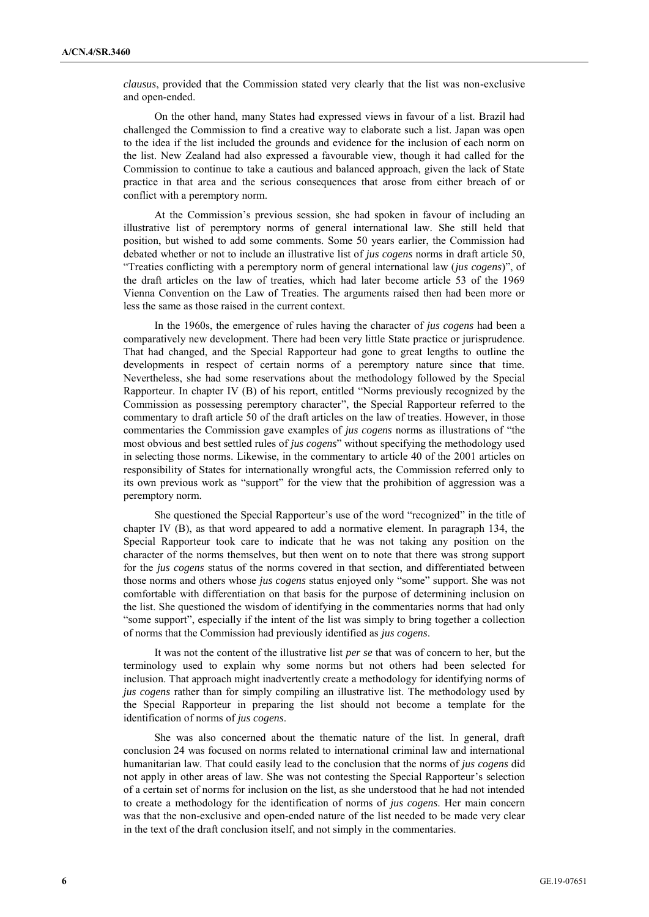*clausus*, provided that the Commission stated very clearly that the list was non-exclusive and open-ended.

On the other hand, many States had expressed views in favour of a list. Brazil had challenged the Commission to find a creative way to elaborate such a list. Japan was open to the idea if the list included the grounds and evidence for the inclusion of each norm on the list. New Zealand had also expressed a favourable view, though it had called for the Commission to continue to take a cautious and balanced approach, given the lack of State practice in that area and the serious consequences that arose from either breach of or conflict with a peremptory norm.

At the Commission's previous session, she had spoken in favour of including an illustrative list of peremptory norms of general international law. She still held that position, but wished to add some comments. Some 50 years earlier, the Commission had debated whether or not to include an illustrative list of *jus cogens* norms in draft article 50, "Treaties conflicting with a peremptory norm of general international law (*jus cogens*)", of the draft articles on the law of treaties, which had later become article 53 of the 1969 Vienna Convention on the Law of Treaties. The arguments raised then had been more or less the same as those raised in the current context.

In the 1960s, the emergence of rules having the character of *jus cogens* had been a comparatively new development. There had been very little State practice or jurisprudence. That had changed, and the Special Rapporteur had gone to great lengths to outline the developments in respect of certain norms of a peremptory nature since that time. Nevertheless, she had some reservations about the methodology followed by the Special Rapporteur. In chapter IV (B) of his report, entitled "Norms previously recognized by the Commission as possessing peremptory character", the Special Rapporteur referred to the commentary to draft article 50 of the draft articles on the law of treaties. However, in those commentaries the Commission gave examples of *jus cogens* norms as illustrations of "the most obvious and best settled rules of *jus cogens*" without specifying the methodology used in selecting those norms. Likewise, in the commentary to article 40 of the 2001 articles on responsibility of States for internationally wrongful acts, the Commission referred only to its own previous work as "support" for the view that the prohibition of aggression was a peremptory norm.

She questioned the Special Rapporteur's use of the word "recognized" in the title of chapter IV (B), as that word appeared to add a normative element. In paragraph 134, the Special Rapporteur took care to indicate that he was not taking any position on the character of the norms themselves, but then went on to note that there was strong support for the *jus cogens* status of the norms covered in that section, and differentiated between those norms and others whose *jus cogens* status enjoyed only "some" support. She was not comfortable with differentiation on that basis for the purpose of determining inclusion on the list. She questioned the wisdom of identifying in the commentaries norms that had only "some support", especially if the intent of the list was simply to bring together a collection of norms that the Commission had previously identified as *jus cogens*.

It was not the content of the illustrative list *per se* that was of concern to her, but the terminology used to explain why some norms but not others had been selected for inclusion. That approach might inadvertently create a methodology for identifying norms of *jus cogens* rather than for simply compiling an illustrative list. The methodology used by the Special Rapporteur in preparing the list should not become a template for the identification of norms of *jus cogens*.

She was also concerned about the thematic nature of the list. In general, draft conclusion 24 was focused on norms related to international criminal law and international humanitarian law. That could easily lead to the conclusion that the norms of *jus cogens* did not apply in other areas of law. She was not contesting the Special Rapporteur's selection of a certain set of norms for inclusion on the list, as she understood that he had not intended to create a methodology for the identification of norms of *jus cogens*. Her main concern was that the non-exclusive and open-ended nature of the list needed to be made very clear in the text of the draft conclusion itself, and not simply in the commentaries.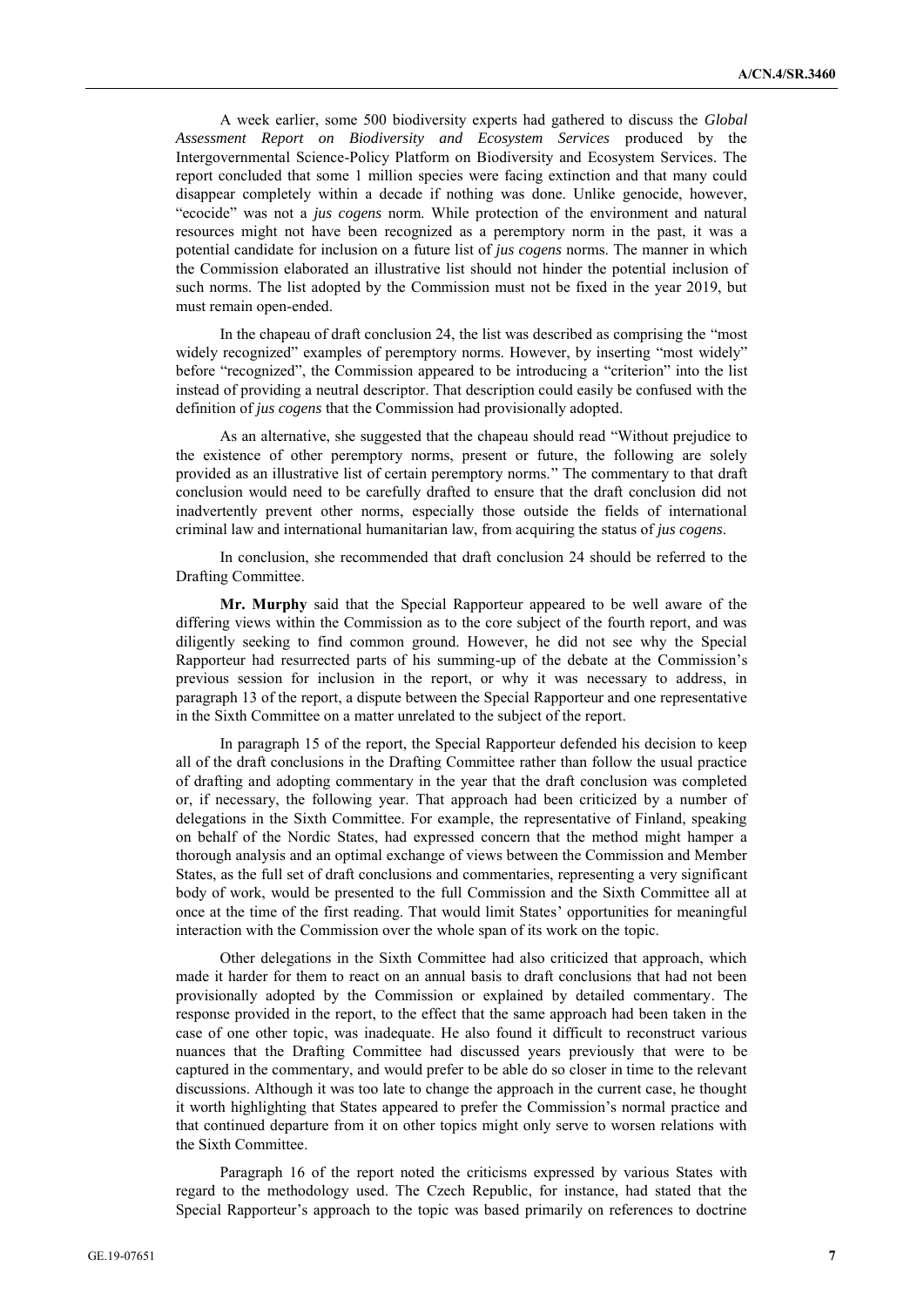A week earlier, some 500 biodiversity experts had gathered to discuss the *Global Assessment Report on Biodiversity and Ecosystem Services* produced by the Intergovernmental Science-Policy Platform on Biodiversity and Ecosystem Services. The report concluded that some 1 million species were facing extinction and that many could disappear completely within a decade if nothing was done. Unlike genocide, however, "ecocide" was not a *jus cogens* norm. While protection of the environment and natural resources might not have been recognized as a peremptory norm in the past, it was a potential candidate for inclusion on a future list of *jus cogens* norms. The manner in which the Commission elaborated an illustrative list should not hinder the potential inclusion of such norms. The list adopted by the Commission must not be fixed in the year 2019, but must remain open-ended.

In the chapeau of draft conclusion 24, the list was described as comprising the "most widely recognized" examples of peremptory norms. However, by inserting "most widely" before "recognized", the Commission appeared to be introducing a "criterion" into the list instead of providing a neutral descriptor. That description could easily be confused with the definition of *jus cogens* that the Commission had provisionally adopted.

As an alternative, she suggested that the chapeau should read "Without prejudice to the existence of other peremptory norms, present or future, the following are solely provided as an illustrative list of certain peremptory norms." The commentary to that draft conclusion would need to be carefully drafted to ensure that the draft conclusion did not inadvertently prevent other norms, especially those outside the fields of international criminal law and international humanitarian law, from acquiring the status of *jus cogens*.

In conclusion, she recommended that draft conclusion 24 should be referred to the Drafting Committee.

**Mr. Murphy** said that the Special Rapporteur appeared to be well aware of the differing views within the Commission as to the core subject of the fourth report, and was diligently seeking to find common ground. However, he did not see why the Special Rapporteur had resurrected parts of his summing-up of the debate at the Commission's previous session for inclusion in the report, or why it was necessary to address, in paragraph 13 of the report, a dispute between the Special Rapporteur and one representative in the Sixth Committee on a matter unrelated to the subject of the report.

In paragraph 15 of the report, the Special Rapporteur defended his decision to keep all of the draft conclusions in the Drafting Committee rather than follow the usual practice of drafting and adopting commentary in the year that the draft conclusion was completed or, if necessary, the following year. That approach had been criticized by a number of delegations in the Sixth Committee. For example, the representative of Finland, speaking on behalf of the Nordic States, had expressed concern that the method might hamper a thorough analysis and an optimal exchange of views between the Commission and Member States, as the full set of draft conclusions and commentaries, representing a very significant body of work, would be presented to the full Commission and the Sixth Committee all at once at the time of the first reading. That would limit States' opportunities for meaningful interaction with the Commission over the whole span of its work on the topic.

Other delegations in the Sixth Committee had also criticized that approach, which made it harder for them to react on an annual basis to draft conclusions that had not been provisionally adopted by the Commission or explained by detailed commentary. The response provided in the report, to the effect that the same approach had been taken in the case of one other topic, was inadequate. He also found it difficult to reconstruct various nuances that the Drafting Committee had discussed years previously that were to be captured in the commentary, and would prefer to be able do so closer in time to the relevant discussions. Although it was too late to change the approach in the current case, he thought it worth highlighting that States appeared to prefer the Commission's normal practice and that continued departure from it on other topics might only serve to worsen relations with the Sixth Committee.

Paragraph 16 of the report noted the criticisms expressed by various States with regard to the methodology used. The Czech Republic, for instance, had stated that the Special Rapporteur's approach to the topic was based primarily on references to doctrine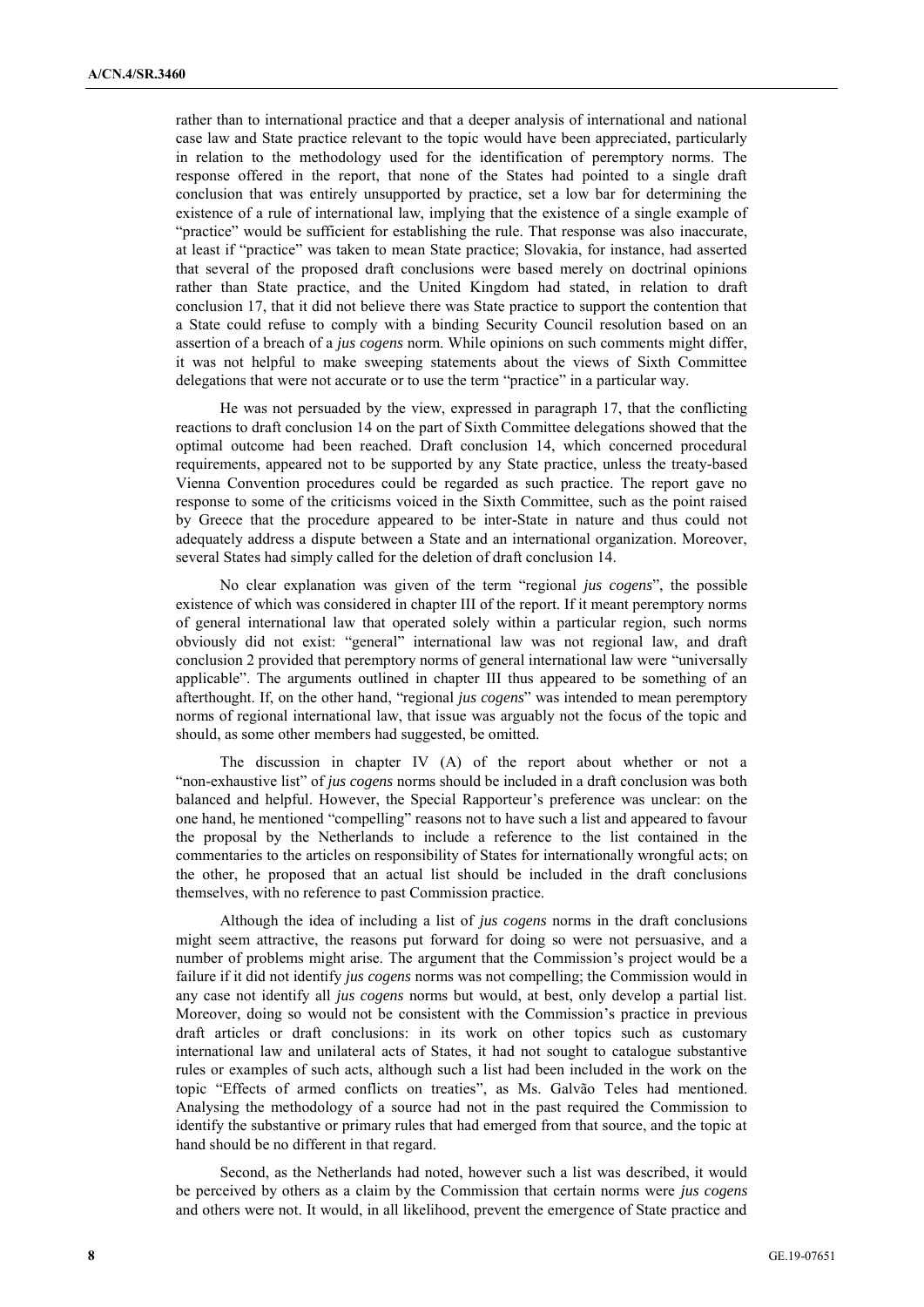rather than to international practice and that a deeper analysis of international and national case law and State practice relevant to the topic would have been appreciated, particularly in relation to the methodology used for the identification of peremptory norms. The response offered in the report, that none of the States had pointed to a single draft conclusion that was entirely unsupported by practice, set a low bar for determining the existence of a rule of international law, implying that the existence of a single example of "practice" would be sufficient for establishing the rule. That response was also inaccurate, at least if "practice" was taken to mean State practice; Slovakia, for instance, had asserted that several of the proposed draft conclusions were based merely on doctrinal opinions rather than State practice, and the United Kingdom had stated, in relation to draft conclusion 17, that it did not believe there was State practice to support the contention that a State could refuse to comply with a binding Security Council resolution based on an assertion of a breach of a *jus cogens* norm. While opinions on such comments might differ, it was not helpful to make sweeping statements about the views of Sixth Committee delegations that were not accurate or to use the term "practice" in a particular way.

He was not persuaded by the view, expressed in paragraph 17, that the conflicting reactions to draft conclusion 14 on the part of Sixth Committee delegations showed that the optimal outcome had been reached. Draft conclusion 14, which concerned procedural requirements, appeared not to be supported by any State practice, unless the treaty-based Vienna Convention procedures could be regarded as such practice. The report gave no response to some of the criticisms voiced in the Sixth Committee, such as the point raised by Greece that the procedure appeared to be inter-State in nature and thus could not adequately address a dispute between a State and an international organization. Moreover, several States had simply called for the deletion of draft conclusion 14.

No clear explanation was given of the term "regional *jus cogens*", the possible existence of which was considered in chapter III of the report. If it meant peremptory norms of general international law that operated solely within a particular region, such norms obviously did not exist: "general" international law was not regional law, and draft conclusion 2 provided that peremptory norms of general international law were "universally applicable". The arguments outlined in chapter III thus appeared to be something of an afterthought. If, on the other hand, "regional *jus cogens*" was intended to mean peremptory norms of regional international law, that issue was arguably not the focus of the topic and should, as some other members had suggested, be omitted.

The discussion in chapter IV (A) of the report about whether or not a "non-exhaustive list" of *jus cogens* norms should be included in a draft conclusion was both balanced and helpful. However, the Special Rapporteur's preference was unclear: on the one hand, he mentioned "compelling" reasons not to have such a list and appeared to favour the proposal by the Netherlands to include a reference to the list contained in the commentaries to the articles on responsibility of States for internationally wrongful acts; on the other, he proposed that an actual list should be included in the draft conclusions themselves, with no reference to past Commission practice.

Although the idea of including a list of *jus cogens* norms in the draft conclusions might seem attractive, the reasons put forward for doing so were not persuasive, and a number of problems might arise. The argument that the Commission's project would be a failure if it did not identify *jus cogens* norms was not compelling; the Commission would in any case not identify all *jus cogens* norms but would, at best, only develop a partial list. Moreover, doing so would not be consistent with the Commission's practice in previous draft articles or draft conclusions: in its work on other topics such as customary international law and unilateral acts of States, it had not sought to catalogue substantive rules or examples of such acts, although such a list had been included in the work on the topic "Effects of armed conflicts on treaties", as Ms. Galvão Teles had mentioned. Analysing the methodology of a source had not in the past required the Commission to identify the substantive or primary rules that had emerged from that source, and the topic at hand should be no different in that regard.

Second, as the Netherlands had noted, however such a list was described, it would be perceived by others as a claim by the Commission that certain norms were *jus cogens* and others were not. It would, in all likelihood, prevent the emergence of State practice and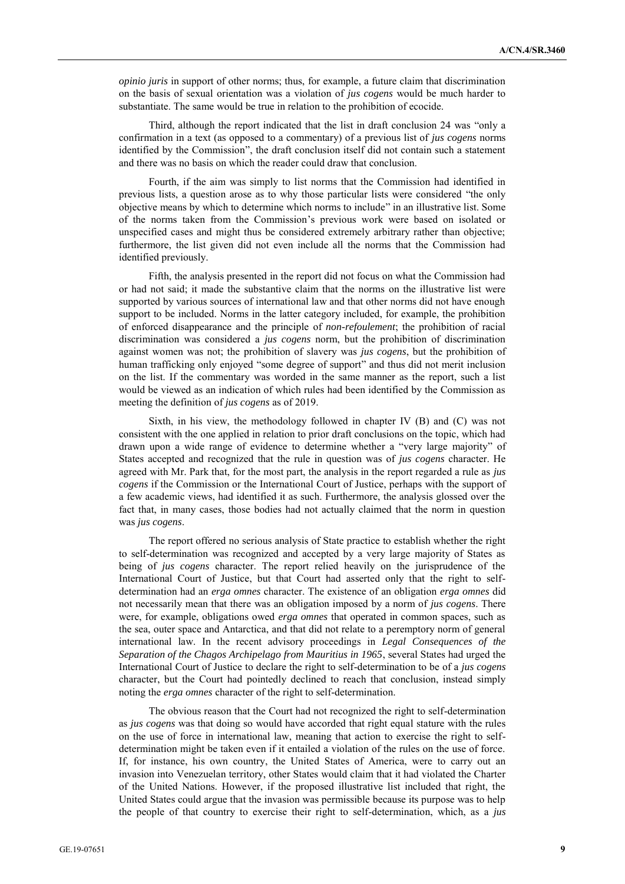*opinio juris* in support of other norms; thus, for example, a future claim that discrimination on the basis of sexual orientation was a violation of *jus cogens* would be much harder to substantiate. The same would be true in relation to the prohibition of ecocide.

Third, although the report indicated that the list in draft conclusion 24 was "only a confirmation in a text (as opposed to a commentary) of a previous list of *jus cogens* norms identified by the Commission", the draft conclusion itself did not contain such a statement and there was no basis on which the reader could draw that conclusion.

Fourth, if the aim was simply to list norms that the Commission had identified in previous lists, a question arose as to why those particular lists were considered "the only objective means by which to determine which norms to include" in an illustrative list. Some of the norms taken from the Commission's previous work were based on isolated or unspecified cases and might thus be considered extremely arbitrary rather than objective; furthermore, the list given did not even include all the norms that the Commission had identified previously.

Fifth, the analysis presented in the report did not focus on what the Commission had or had not said; it made the substantive claim that the norms on the illustrative list were supported by various sources of international law and that other norms did not have enough support to be included. Norms in the latter category included, for example, the prohibition of enforced disappearance and the principle of *non-refoulement*; the prohibition of racial discrimination was considered a *jus cogens* norm, but the prohibition of discrimination against women was not; the prohibition of slavery was *jus cogens*, but the prohibition of human trafficking only enjoyed "some degree of support" and thus did not merit inclusion on the list. If the commentary was worded in the same manner as the report, such a list would be viewed as an indication of which rules had been identified by the Commission as meeting the definition of *jus cogens* as of 2019.

Sixth, in his view, the methodology followed in chapter IV (B) and (C) was not consistent with the one applied in relation to prior draft conclusions on the topic, which had drawn upon a wide range of evidence to determine whether a "very large majority" of States accepted and recognized that the rule in question was of *jus cogens* character. He agreed with Mr. Park that, for the most part, the analysis in the report regarded a rule as *jus cogens* if the Commission or the International Court of Justice, perhaps with the support of a few academic views, had identified it as such. Furthermore, the analysis glossed over the fact that, in many cases, those bodies had not actually claimed that the norm in question was *jus cogens*.

The report offered no serious analysis of State practice to establish whether the right to self-determination was recognized and accepted by a very large majority of States as being of *jus cogens* character. The report relied heavily on the jurisprudence of the International Court of Justice, but that Court had asserted only that the right to self-determination had an *erga omnes* character. The existence of an obligation *erga omnes* did not necessarily mean that there was an obligation imposed by a norm of *jus cogens*. There were, for example, obligations owed *erga omnes* that operated in common spaces, such as the sea, outer space and Antarctica, and that did not relate to a peremptory norm of general international law. In the recent advisory proceedings in *Legal Consequences of the Separation of the Chagos Archipelago from Mauritius in 1965*, several States had urged the International Court of Justice to declare the right to self-determination to be of a *jus cogens* character, but the Court had pointedly declined to reach that conclusion, instead simply noting the *erga omnes* character of the right to self-determination.

The obvious reason that the Court had not recognized the right to self-determination as *jus cogens* was that doing so would have accorded that right equal stature with the rules on the use of force in international law, meaning that action to exercise the right to self-determination might be taken even if it entailed a violation of the rules on the use of force. If, for instance, his own country, the United States of America, were to carry out an invasion into Venezuelan territory, other States would claim that it had violated the Charter of the United Nations. However, if the proposed illustrative list included that right, the United States could argue that the invasion was permissible because its purpose was to help the people of that country to exercise their right to self-determination, which, as a *jus*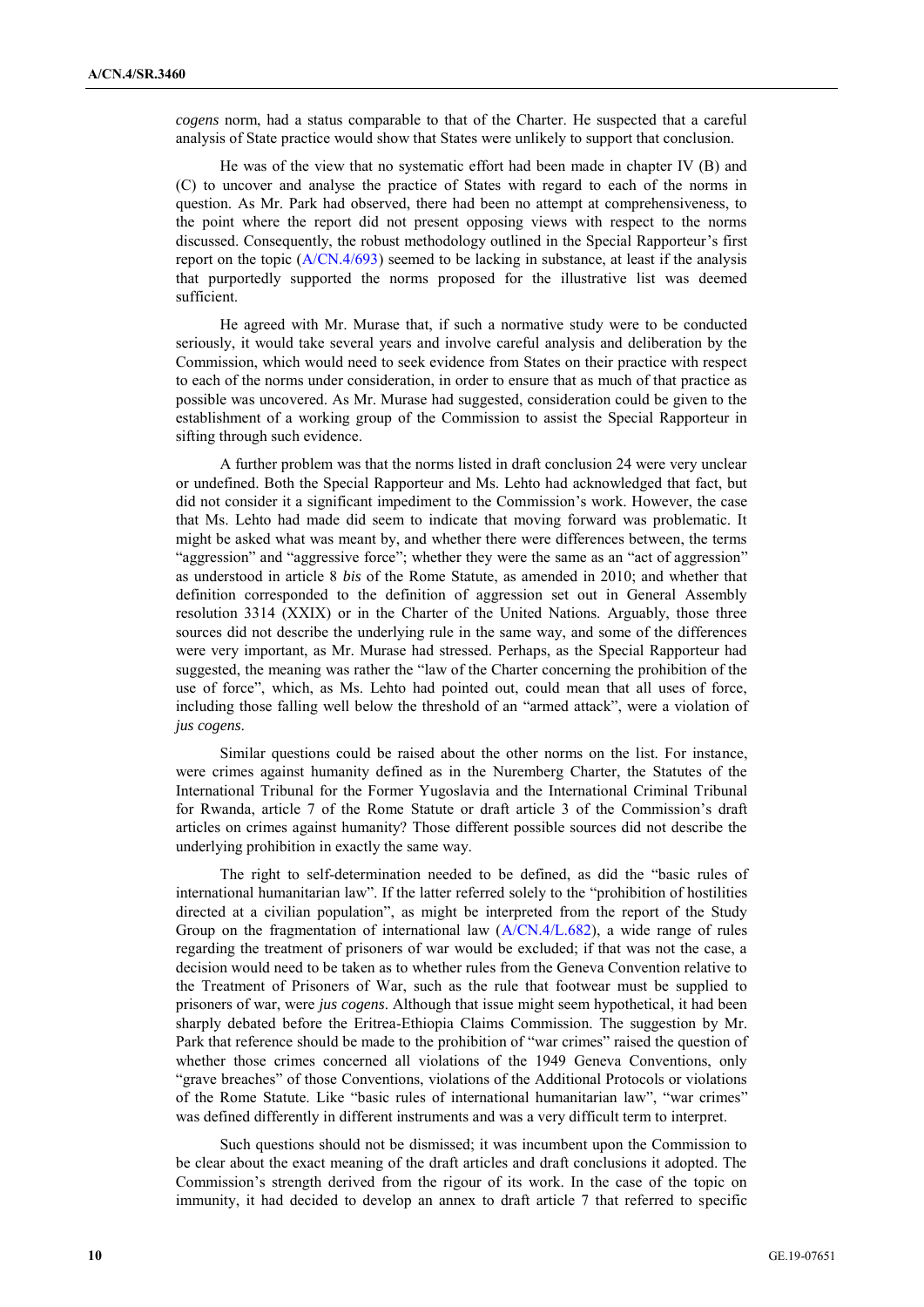*cogens* norm, had a status comparable to that of the Charter. He suspected that a careful analysis of State practice would show that States were unlikely to support that conclusion.

He was of the view that no systematic effort had been made in chapter IV (B) and (C) to uncover and analyse the practice of States with regard to each of the norms in question. As Mr. Park had observed, there had been no attempt at comprehensiveness, to the point where the report did not present opposing views with respect to the norms discussed. Consequently, the robust methodology outlined in the Special Rapporteur's first report on the topic (A/CN.4/693) seemed to be lacking in substance, at least if the analysis that purportedly supported the norms proposed for the illustrative list was deemed sufficient.

He agreed with Mr. Murase that, if such a normative study were to be conducted seriously, it would take several years and involve careful analysis and deliberation by the Commission, which would need to seek evidence from States on their practice with respect to each of the norms under consideration, in order to ensure that as much of that practice as possible was uncovered. As Mr. Murase had suggested, consideration could be given to the establishment of a working group of the Commission to assist the Special Rapporteur in sifting through such evidence.

A further problem was that the norms listed in draft conclusion 24 were very unclear or undefined. Both the Special Rapporteur and Ms. Lehto had acknowledged that fact, but did not consider it a significant impediment to the Commission's work. However, the case that Ms. Lehto had made did seem to indicate that moving forward was problematic. It might be asked what was meant by, and whether there were differences between, the terms "aggression" and "aggressive force"; whether they were the same as an "act of aggression" as understood in article 8 *bis* of the Rome Statute, as amended in 2010; and whether that definition corresponded to the definition of aggression set out in General Assembly resolution 3314 (XXIX) or in the Charter of the United Nations. Arguably, those three sources did not describe the underlying rule in the same way, and some of the differences were very important, as Mr. Murase had stressed. Perhaps, as the Special Rapporteur had suggested, the meaning was rather the "law of the Charter concerning the prohibition of the use of force", which, as Ms. Lehto had pointed out, could mean that all uses of force, including those falling well below the threshold of an "armed attack", were a violation of *jus cogens*.

Similar questions could be raised about the other norms on the list. For instance, were crimes against humanity defined as in the Nuremberg Charter, the Statutes of the International Tribunal for the Former Yugoslavia and the International Criminal Tribunal for Rwanda, article 7 of the Rome Statute or draft article 3 of the Commission's draft articles on crimes against humanity? Those different possible sources did not describe the underlying prohibition in exactly the same way.

The right to self-determination needed to be defined, as did the "basic rules of international humanitarian law". If the latter referred solely to the "prohibition of hostilities directed at a civilian population", as might be interpreted from the report of the Study Group on the fragmentation of international law (A/CN.4/L.682), a wide range of rules regarding the treatment of prisoners of war would be excluded; if that was not the case, a decision would need to be taken as to whether rules from the Geneva Convention relative to the Treatment of Prisoners of War, such as the rule that footwear must be supplied to prisoners of war, were *jus cogens*. Although that issue might seem hypothetical, it had been sharply debated before the Eritrea-Ethiopia Claims Commission. The suggestion by Mr. Park that reference should be made to the prohibition of "war crimes" raised the question of whether those crimes concerned all violations of the 1949 Geneva Conventions, only "grave breaches" of those Conventions, violations of the Additional Protocols or violations of the Rome Statute. Like "basic rules of international humanitarian law", "war crimes" was defined differently in different instruments and was a very difficult term to interpret.

Such questions should not be dismissed; it was incumbent upon the Commission to be clear about the exact meaning of the draft articles and draft conclusions it adopted. The Commission's strength derived from the rigour of its work. In the case of the topic on immunity, it had decided to develop an annex to draft article 7 that referred to specific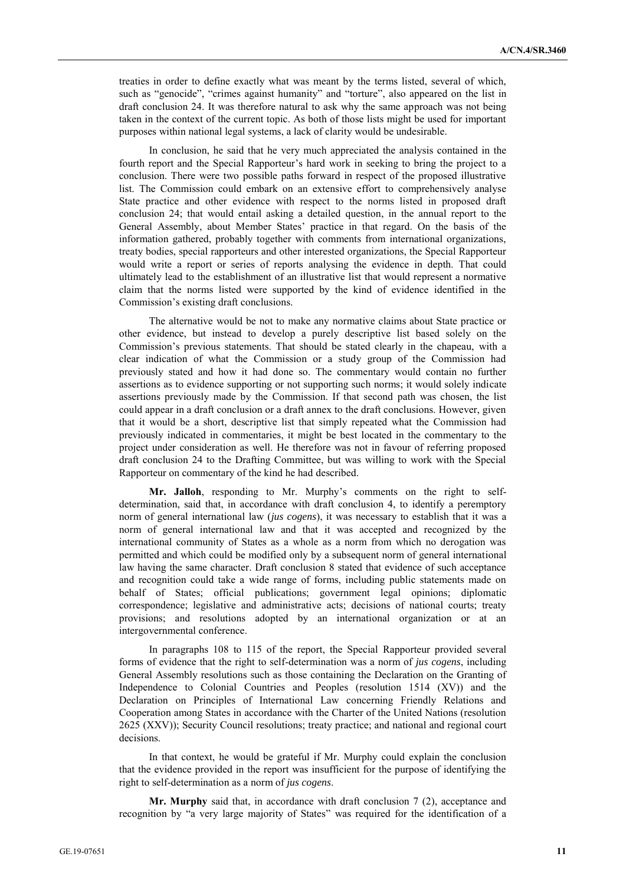treaties in order to define exactly what was meant by the terms listed, several of which, such as "genocide", "crimes against humanity" and "torture", also appeared on the list in draft conclusion 24. It was therefore natural to ask why the same approach was not being taken in the context of the current topic. As both of those lists might be used for important purposes within national legal systems, a lack of clarity would be undesirable.

In conclusion, he said that he very much appreciated the analysis contained in the fourth report and the Special Rapporteur's hard work in seeking to bring the project to a conclusion. There were two possible paths forward in respect of the proposed illustrative list. The Commission could embark on an extensive effort to comprehensively analyse State practice and other evidence with respect to the norms listed in proposed draft conclusion 24; that would entail asking a detailed question, in the annual report to the General Assembly, about Member States' practice in that regard. On the basis of the information gathered, probably together with comments from international organizations, treaty bodies, special rapporteurs and other interested organizations, the Special Rapporteur would write a report or series of reports analysing the evidence in depth. That could ultimately lead to the establishment of an illustrative list that would represent a normative claim that the norms listed were supported by the kind of evidence identified in the Commission's existing draft conclusions.

The alternative would be not to make any normative claims about State practice or other evidence, but instead to develop a purely descriptive list based solely on the Commission's previous statements. That should be stated clearly in the chapeau, with a clear indication of what the Commission or a study group of the Commission had previously stated and how it had done so. The commentary would contain no further assertions as to evidence supporting or not supporting such norms; it would solely indicate assertions previously made by the Commission. If that second path was chosen, the list could appear in a draft conclusion or a draft annex to the draft conclusions. However, given that it would be a short, descriptive list that simply repeated what the Commission had previously indicated in commentaries, it might be best located in the commentary to the project under consideration as well. He therefore was not in favour of referring proposed draft conclusion 24 to the Drafting Committee, but was willing to work with the Special Rapporteur on commentary of the kind he had described.

**Mr. Jalloh**, responding to Mr. Murphy's comments on the right to self-determination, said that, in accordance with draft conclusion 4, to identify a peremptory norm of general international law (*jus cogens*), it was necessary to establish that it was a norm of general international law and that it was accepted and recognized by the international community of States as a whole as a norm from which no derogation was permitted and which could be modified only by a subsequent norm of general international law having the same character. Draft conclusion 8 stated that evidence of such acceptance and recognition could take a wide range of forms, including public statements made on behalf of States; official publications; government legal opinions; diplomatic correspondence; legislative and administrative acts; decisions of national courts; treaty provisions; and resolutions adopted by an international organization or at an intergovernmental conference.

In paragraphs 108 to 115 of the report, the Special Rapporteur provided several forms of evidence that the right to self-determination was a norm of *jus cogens*, including General Assembly resolutions such as those containing the Declaration on the Granting of Independence to Colonial Countries and Peoples (resolution 1514 (XV)) and the Declaration on Principles of International Law concerning Friendly Relations and Cooperation among States in accordance with the Charter of the United Nations (resolution 2625 (XXV)); Security Council resolutions; treaty practice; and national and regional court decisions.

In that context, he would be grateful if Mr. Murphy could explain the conclusion that the evidence provided in the report was insufficient for the purpose of identifying the right to self-determination as a norm of *jus cogens*.

**Mr. Murphy** said that, in accordance with draft conclusion 7 (2), acceptance and recognition by "a very large majority of States" was required for the identification of a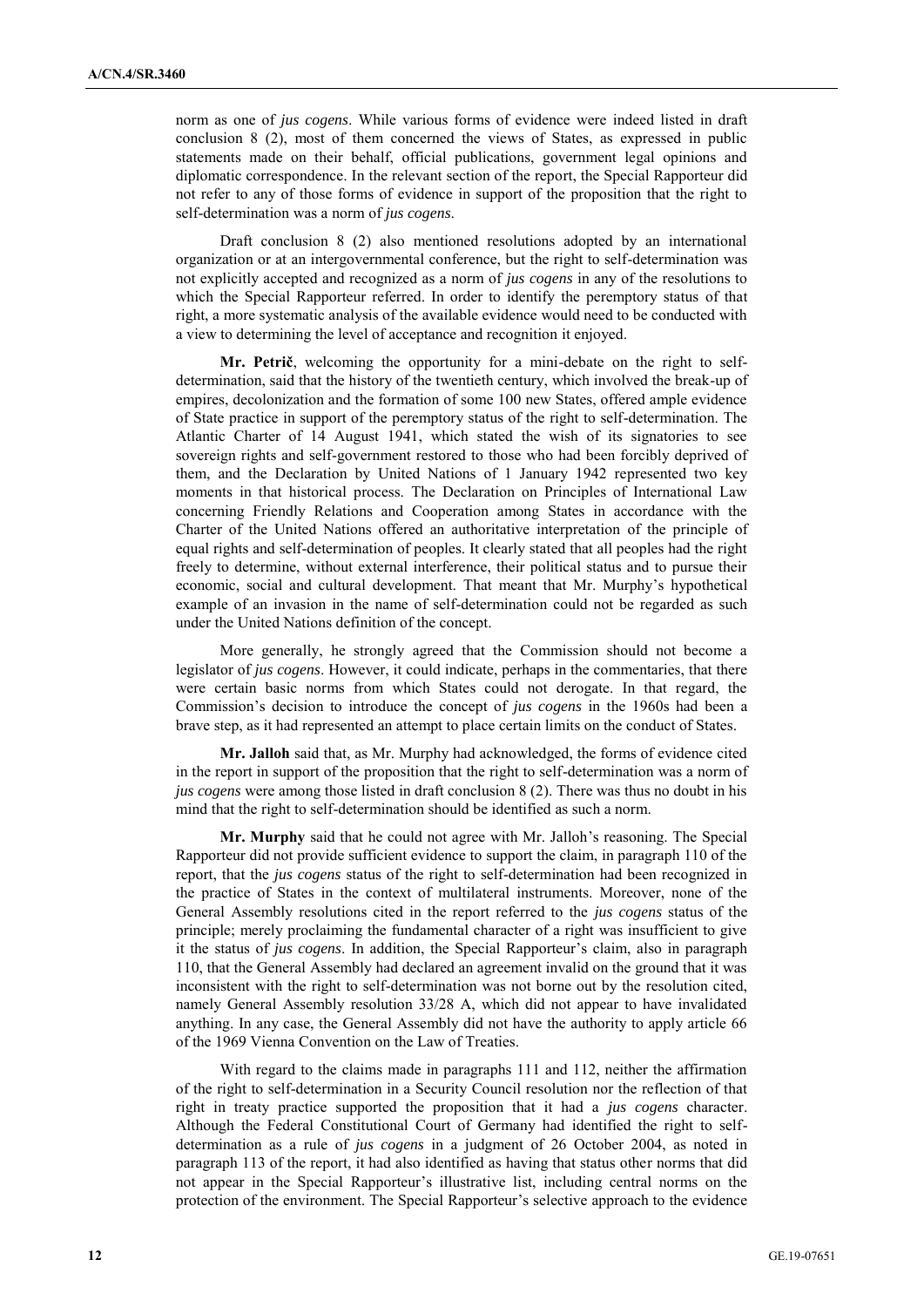norm as one of *jus cogens*. While various forms of evidence were indeed listed in draft conclusion 8 (2), most of them concerned the views of States, as expressed in public statements made on their behalf, official publications, government legal opinions and diplomatic correspondence. In the relevant section of the report, the Special Rapporteur did not refer to any of those forms of evidence in support of the proposition that the right to self-determination was a norm of *jus cogens*.

Draft conclusion 8 (2) also mentioned resolutions adopted by an international organization or at an intergovernmental conference, but the right to self-determination was not explicitly accepted and recognized as a norm of *jus cogens* in any of the resolutions to which the Special Rapporteur referred. In order to identify the peremptory status of that right, a more systematic analysis of the available evidence would need to be conducted with a view to determining the level of acceptance and recognition it enjoyed.

**Mr. Petrič**, welcoming the opportunity for a mini-debate on the right to self-determination, said that the history of the twentieth century, which involved the break-up of empires, decolonization and the formation of some 100 new States, offered ample evidence of State practice in support of the peremptory status of the right to self-determination. The Atlantic Charter of 14 August 1941, which stated the wish of its signatories to see sovereign rights and self-government restored to those who had been forcibly deprived of them, and the Declaration by United Nations of 1 January 1942 represented two key moments in that historical process. The Declaration on Principles of International Law concerning Friendly Relations and Cooperation among States in accordance with the Charter of the United Nations offered an authoritative interpretation of the principle of equal rights and self-determination of peoples. It clearly stated that all peoples had the right freely to determine, without external interference, their political status and to pursue their economic, social and cultural development. That meant that Mr. Murphy's hypothetical example of an invasion in the name of self-determination could not be regarded as such under the United Nations definition of the concept.

More generally, he strongly agreed that the Commission should not become a legislator of *jus cogens*. However, it could indicate, perhaps in the commentaries, that there were certain basic norms from which States could not derogate. In that regard, the Commission's decision to introduce the concept of *jus cogens* in the 1960s had been a brave step, as it had represented an attempt to place certain limits on the conduct of States.

**Mr. Jalloh** said that, as Mr. Murphy had acknowledged, the forms of evidence cited in the report in support of the proposition that the right to self-determination was a norm of *jus cogens* were among those listed in draft conclusion 8 (2). There was thus no doubt in his mind that the right to self-determination should be identified as such a norm.

**Mr. Murphy** said that he could not agree with Mr. Jalloh's reasoning. The Special Rapporteur did not provide sufficient evidence to support the claim, in paragraph 110 of the report, that the *jus cogens* status of the right to self-determination had been recognized in the practice of States in the context of multilateral instruments. Moreover, none of the General Assembly resolutions cited in the report referred to the *jus cogens* status of the principle; merely proclaiming the fundamental character of a right was insufficient to give it the status of *jus cogens*. In addition, the Special Rapporteur's claim, also in paragraph 110, that the General Assembly had declared an agreement invalid on the ground that it was inconsistent with the right to self-determination was not borne out by the resolution cited, namely General Assembly resolution 33/28 A, which did not appear to have invalidated anything. In any case, the General Assembly did not have the authority to apply article 66 of the 1969 Vienna Convention on the Law of Treaties.

With regard to the claims made in paragraphs 111 and 112, neither the affirmation of the right to self-determination in a Security Council resolution nor the reflection of that right in treaty practice supported the proposition that it had a *jus cogens* character. Although the Federal Constitutional Court of Germany had identified the right to self-determination as a rule of *jus cogens* in a judgment of 26 October 2004, as noted in paragraph 113 of the report, it had also identified as having that status other norms that did not appear in the Special Rapporteur's illustrative list, including central norms on the protection of the environment. The Special Rapporteur's selective approach to the evidence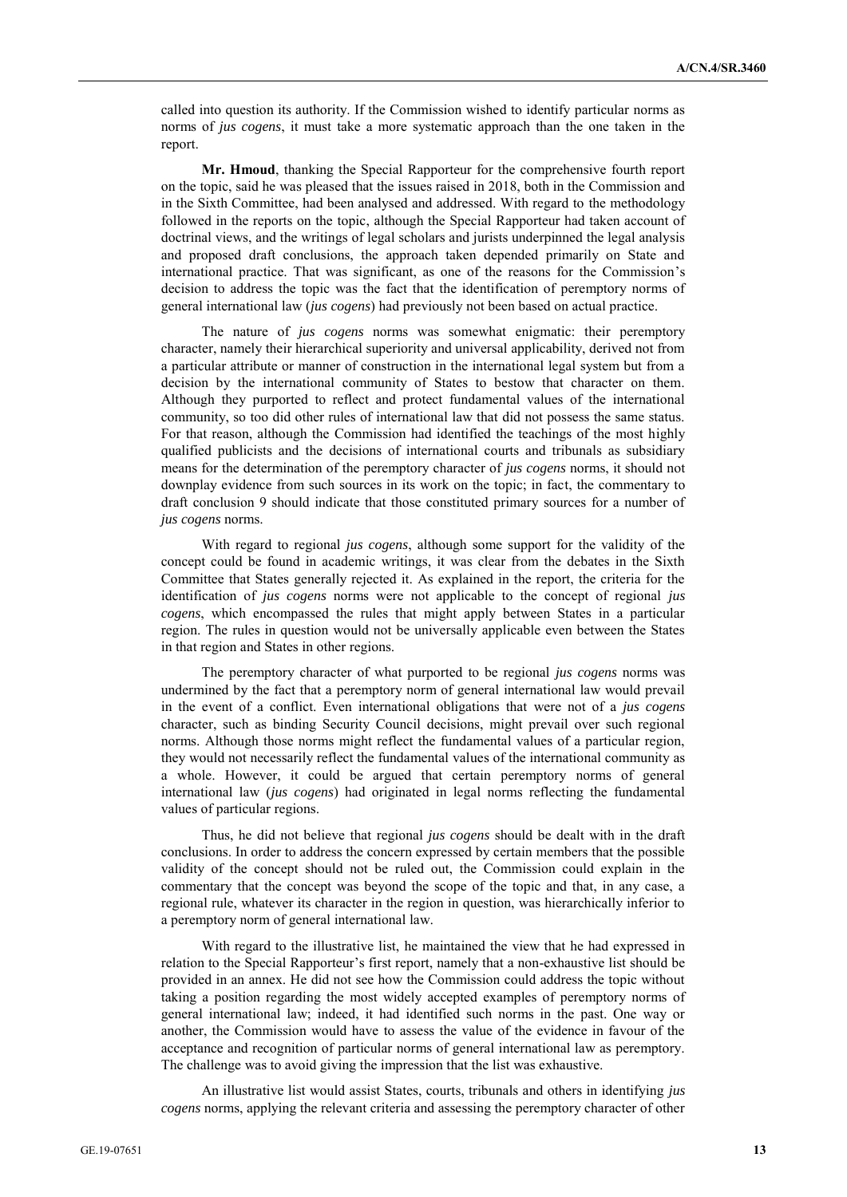called into question its authority. If the Commission wished to identify particular norms as norms of *jus cogens*, it must take a more systematic approach than the one taken in the report.

**Mr. Hmoud**, thanking the Special Rapporteur for the comprehensive fourth report on the topic, said he was pleased that the issues raised in 2018, both in the Commission and in the Sixth Committee, had been analysed and addressed. With regard to the methodology followed in the reports on the topic, although the Special Rapporteur had taken account of doctrinal views, and the writings of legal scholars and jurists underpinned the legal analysis and proposed draft conclusions, the approach taken depended primarily on State and international practice. That was significant, as one of the reasons for the Commission's decision to address the topic was the fact that the identification of peremptory norms of general international law (*jus cogens*) had previously not been based on actual practice.

The nature of *jus cogens* norms was somewhat enigmatic: their peremptory character, namely their hierarchical superiority and universal applicability, derived not from a particular attribute or manner of construction in the international legal system but from a decision by the international community of States to bestow that character on them. Although they purported to reflect and protect fundamental values of the international community, so too did other rules of international law that did not possess the same status. For that reason, although the Commission had identified the teachings of the most highly qualified publicists and the decisions of international courts and tribunals as subsidiary means for the determination of the peremptory character of *jus cogens* norms, it should not downplay evidence from such sources in its work on the topic; in fact, the commentary to draft conclusion 9 should indicate that those constituted primary sources for a number of *jus cogens* norms.

With regard to regional *jus cogens*, although some support for the validity of the concept could be found in academic writings, it was clear from the debates in the Sixth Committee that States generally rejected it. As explained in the report, the criteria for the identification of *jus cogens* norms were not applicable to the concept of regional *jus cogens*, which encompassed the rules that might apply between States in a particular region. The rules in question would not be universally applicable even between the States in that region and States in other regions.

The peremptory character of what purported to be regional *jus cogens* norms was undermined by the fact that a peremptory norm of general international law would prevail in the event of a conflict. Even international obligations that were not of a *jus cogens* character, such as binding Security Council decisions, might prevail over such regional norms. Although those norms might reflect the fundamental values of a particular region, they would not necessarily reflect the fundamental values of the international community as a whole. However, it could be argued that certain peremptory norms of general international law (*jus cogens*) had originated in legal norms reflecting the fundamental values of particular regions.

Thus, he did not believe that regional *jus cogens* should be dealt with in the draft conclusions. In order to address the concern expressed by certain members that the possible validity of the concept should not be ruled out, the Commission could explain in the commentary that the concept was beyond the scope of the topic and that, in any case, a regional rule, whatever its character in the region in question, was hierarchically inferior to a peremptory norm of general international law.

With regard to the illustrative list, he maintained the view that he had expressed in relation to the Special Rapporteur's first report, namely that a non-exhaustive list should be provided in an annex. He did not see how the Commission could address the topic without taking a position regarding the most widely accepted examples of peremptory norms of general international law; indeed, it had identified such norms in the past. One way or another, the Commission would have to assess the value of the evidence in favour of the acceptance and recognition of particular norms of general international law as peremptory. The challenge was to avoid giving the impression that the list was exhaustive.

An illustrative list would assist States, courts, tribunals and others in identifying *jus cogens* norms, applying the relevant criteria and assessing the peremptory character of other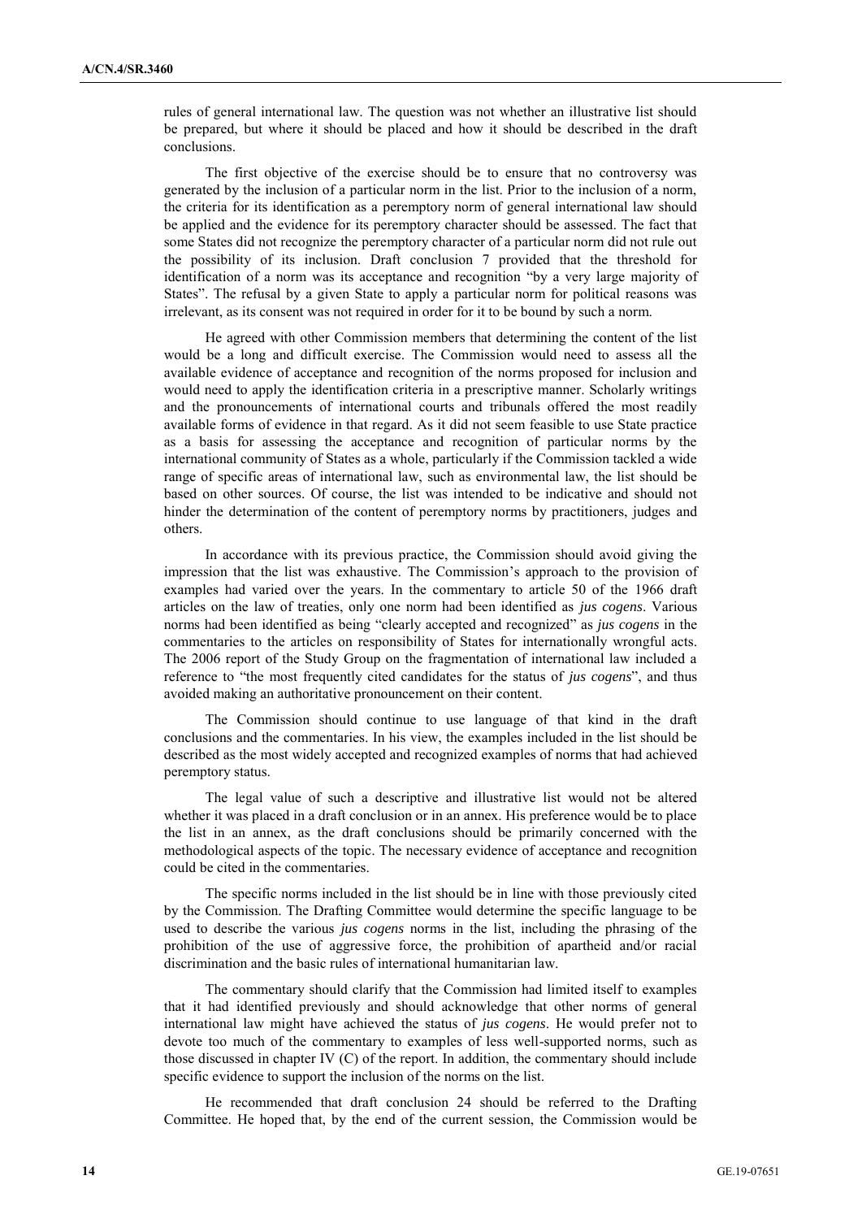rules of general international law. The question was not whether an illustrative list should be prepared, but where it should be placed and how it should be described in the draft conclusions.

The first objective of the exercise should be to ensure that no controversy was generated by the inclusion of a particular norm in the list. Prior to the inclusion of a norm, the criteria for its identification as a peremptory norm of general international law should be applied and the evidence for its peremptory character should be assessed. The fact that some States did not recognize the peremptory character of a particular norm did not rule out the possibility of its inclusion. Draft conclusion 7 provided that the threshold for identification of a norm was its acceptance and recognition "by a very large majority of States". The refusal by a given State to apply a particular norm for political reasons was irrelevant, as its consent was not required in order for it to be bound by such a norm.

He agreed with other Commission members that determining the content of the list would be a long and difficult exercise. The Commission would need to assess all the available evidence of acceptance and recognition of the norms proposed for inclusion and would need to apply the identification criteria in a prescriptive manner. Scholarly writings and the pronouncements of international courts and tribunals offered the most readily available forms of evidence in that regard. As it did not seem feasible to use State practice as a basis for assessing the acceptance and recognition of particular norms by the international community of States as a whole, particularly if the Commission tackled a wide range of specific areas of international law, such as environmental law, the list should be based on other sources. Of course, the list was intended to be indicative and should not hinder the determination of the content of peremptory norms by practitioners, judges and others.

In accordance with its previous practice, the Commission should avoid giving the impression that the list was exhaustive. The Commission's approach to the provision of examples had varied over the years. In the commentary to article 50 of the 1966 draft articles on the law of treaties, only one norm had been identified as *jus cogens*. Various norms had been identified as being "clearly accepted and recognized" as *jus cogens* in the commentaries to the articles on responsibility of States for internationally wrongful acts. The 2006 report of the Study Group on the fragmentation of international law included a reference to "the most frequently cited candidates for the status of *jus cogens*", and thus avoided making an authoritative pronouncement on their content.

The Commission should continue to use language of that kind in the draft conclusions and the commentaries. In his view, the examples included in the list should be described as the most widely accepted and recognized examples of norms that had achieved peremptory status.

The legal value of such a descriptive and illustrative list would not be altered whether it was placed in a draft conclusion or in an annex. His preference would be to place the list in an annex, as the draft conclusions should be primarily concerned with the methodological aspects of the topic. The necessary evidence of acceptance and recognition could be cited in the commentaries.

The specific norms included in the list should be in line with those previously cited by the Commission. The Drafting Committee would determine the specific language to be used to describe the various *jus cogens* norms in the list, including the phrasing of the prohibition of the use of aggressive force, the prohibition of apartheid and/or racial discrimination and the basic rules of international humanitarian law.

The commentary should clarify that the Commission had limited itself to examples that it had identified previously and should acknowledge that other norms of general international law might have achieved the status of *jus cogens*. He would prefer not to devote too much of the commentary to examples of less well-supported norms, such as those discussed in chapter IV (C) of the report. In addition, the commentary should include specific evidence to support the inclusion of the norms on the list.

He recommended that draft conclusion 24 should be referred to the Drafting Committee. He hoped that, by the end of the current session, the Commission would be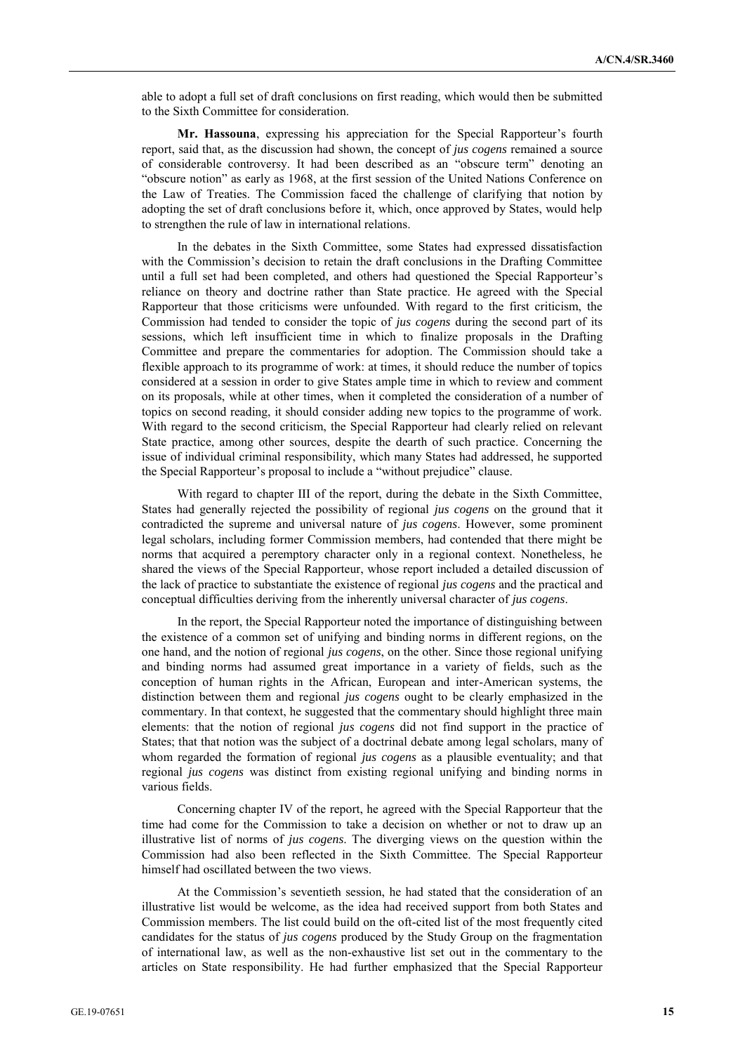able to adopt a full set of draft conclusions on first reading, which would then be submitted to the Sixth Committee for consideration.

**Mr. Hassouna**, expressing his appreciation for the Special Rapporteur's fourth report, said that, as the discussion had shown, the concept of *jus cogens* remained a source of considerable controversy. It had been described as an "obscure term" denoting an "obscure notion" as early as 1968, at the first session of the United Nations Conference on the Law of Treaties. The Commission faced the challenge of clarifying that notion by adopting the set of draft conclusions before it, which, once approved by States, would help to strengthen the rule of law in international relations.

In the debates in the Sixth Committee, some States had expressed dissatisfaction with the Commission's decision to retain the draft conclusions in the Drafting Committee until a full set had been completed, and others had questioned the Special Rapporteur's reliance on theory and doctrine rather than State practice. He agreed with the Special Rapporteur that those criticisms were unfounded. With regard to the first criticism, the Commission had tended to consider the topic of *jus cogens* during the second part of its sessions, which left insufficient time in which to finalize proposals in the Drafting Committee and prepare the commentaries for adoption. The Commission should take a flexible approach to its programme of work: at times, it should reduce the number of topics considered at a session in order to give States ample time in which to review and comment on its proposals, while at other times, when it completed the consideration of a number of topics on second reading, it should consider adding new topics to the programme of work. With regard to the second criticism, the Special Rapporteur had clearly relied on relevant State practice, among other sources, despite the dearth of such practice. Concerning the issue of individual criminal responsibility, which many States had addressed, he supported the Special Rapporteur's proposal to include a "without prejudice" clause.

With regard to chapter III of the report, during the debate in the Sixth Committee, States had generally rejected the possibility of regional *jus cogens* on the ground that it contradicted the supreme and universal nature of *jus cogens*. However, some prominent legal scholars, including former Commission members, had contended that there might be norms that acquired a peremptory character only in a regional context. Nonetheless, he shared the views of the Special Rapporteur, whose report included a detailed discussion of the lack of practice to substantiate the existence of regional *jus cogens* and the practical and conceptual difficulties deriving from the inherently universal character of *jus cogens*.

In the report, the Special Rapporteur noted the importance of distinguishing between the existence of a common set of unifying and binding norms in different regions, on the one hand, and the notion of regional *jus cogens*, on the other. Since those regional unifying and binding norms had assumed great importance in a variety of fields, such as the conception of human rights in the African, European and inter-American systems, the distinction between them and regional *jus cogens* ought to be clearly emphasized in the commentary. In that context, he suggested that the commentary should highlight three main elements: that the notion of regional *jus cogens* did not find support in the practice of States; that that notion was the subject of a doctrinal debate among legal scholars, many of whom regarded the formation of regional *jus cogens* as a plausible eventuality; and that regional *jus cogens* was distinct from existing regional unifying and binding norms in various fields.

Concerning chapter IV of the report, he agreed with the Special Rapporteur that the time had come for the Commission to take a decision on whether or not to draw up an illustrative list of norms of *jus cogens*. The diverging views on the question within the Commission had also been reflected in the Sixth Committee. The Special Rapporteur himself had oscillated between the two views.

At the Commission's seventieth session, he had stated that the consideration of an illustrative list would be welcome, as the idea had received support from both States and Commission members. The list could build on the oft-cited list of the most frequently cited candidates for the status of *jus cogens* produced by the Study Group on the fragmentation of international law, as well as the non-exhaustive list set out in the commentary to the articles on State responsibility. He had further emphasized that the Special Rapporteur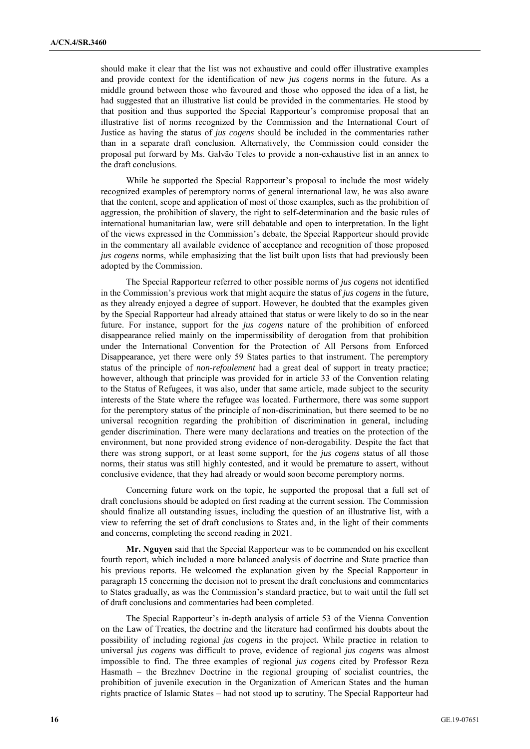should make it clear that the list was not exhaustive and could offer illustrative examples and provide context for the identification of new *jus cogens* norms in the future. As a middle ground between those who favoured and those who opposed the idea of a list, he had suggested that an illustrative list could be provided in the commentaries. He stood by that position and thus supported the Special Rapporteur's compromise proposal that an illustrative list of norms recognized by the Commission and the International Court of Justice as having the status of *jus cogens* should be included in the commentaries rather than in a separate draft conclusion. Alternatively, the Commission could consider the proposal put forward by Ms. Galvão Teles to provide a non-exhaustive list in an annex to the draft conclusions.

While he supported the Special Rapporteur's proposal to include the most widely recognized examples of peremptory norms of general international law, he was also aware that the content, scope and application of most of those examples, such as the prohibition of aggression, the prohibition of slavery, the right to self-determination and the basic rules of international humanitarian law, were still debatable and open to interpretation. In the light of the views expressed in the Commission's debate, the Special Rapporteur should provide in the commentary all available evidence of acceptance and recognition of those proposed *jus cogens* norms, while emphasizing that the list built upon lists that had previously been adopted by the Commission.

The Special Rapporteur referred to other possible norms of *jus cogens* not identified in the Commission's previous work that might acquire the status of *jus cogens* in the future, as they already enjoyed a degree of support. However, he doubted that the examples given by the Special Rapporteur had already attained that status or were likely to do so in the near future. For instance, support for the *jus cogens* nature of the prohibition of enforced disappearance relied mainly on the impermissibility of derogation from that prohibition under the International Convention for the Protection of All Persons from Enforced Disappearance, yet there were only 59 States parties to that instrument. The peremptory status of the principle of *non-refoulement* had a great deal of support in treaty practice; however, although that principle was provided for in article 33 of the Convention relating to the Status of Refugees, it was also, under that same article, made subject to the security interests of the State where the refugee was located. Furthermore, there was some support for the peremptory status of the principle of non-discrimination, but there seemed to be no universal recognition regarding the prohibition of discrimination in general, including gender discrimination. There were many declarations and treaties on the protection of the environment, but none provided strong evidence of non-derogability. Despite the fact that there was strong support, or at least some support, for the *jus cogens* status of all those norms, their status was still highly contested, and it would be premature to assert, without conclusive evidence, that they had already or would soon become peremptory norms.

Concerning future work on the topic, he supported the proposal that a full set of draft conclusions should be adopted on first reading at the current session. The Commission should finalize all outstanding issues, including the question of an illustrative list, with a view to referring the set of draft conclusions to States and, in the light of their comments and concerns, completing the second reading in 2021.

**Mr. Nguyen** said that the Special Rapporteur was to be commended on his excellent fourth report, which included a more balanced analysis of doctrine and State practice than his previous reports. He welcomed the explanation given by the Special Rapporteur in paragraph 15 concerning the decision not to present the draft conclusions and commentaries to States gradually, as was the Commission's standard practice, but to wait until the full set of draft conclusions and commentaries had been completed.

The Special Rapporteur's in-depth analysis of article 53 of the Vienna Convention on the Law of Treaties, the doctrine and the literature had confirmed his doubts about the possibility of including regional *jus cogens* in the project. While practice in relation to universal *jus cogens* was difficult to prove, evidence of regional *jus cogens* was almost impossible to find. The three examples of regional *jus cogens* cited by Professor Reza Hasmath – the Brezhnev Doctrine in the regional grouping of socialist countries, the prohibition of juvenile execution in the Organization of American States and the human rights practice of Islamic States – had not stood up to scrutiny. The Special Rapporteur had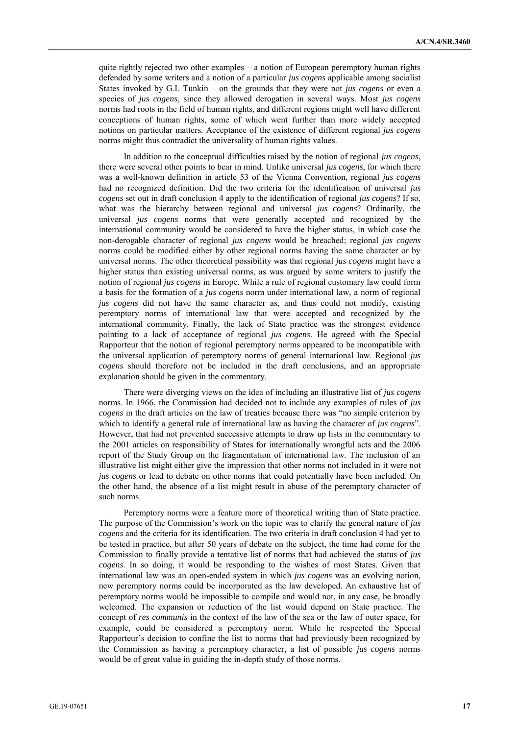quite rightly rejected two other examples – a notion of European peremptory human rights defended by some writers and a notion of a particular *jus cogens* applicable among socialist States invoked by G.I. Tunkin – on the grounds that they were not *jus cogens* or even a species of *jus cogens*, since they allowed derogation in several ways. Most *jus cogens* norms had roots in the field of human rights, and different regions might well have different conceptions of human rights, some of which went further than more widely accepted notions on particular matters. Acceptance of the existence of different regional *jus cogens* norms might thus contradict the universality of human rights values.

In addition to the conceptual difficulties raised by the notion of regional *jus cogens*, there were several other points to bear in mind. Unlike universal *jus cogens*, for which there was a well-known definition in article 53 of the Vienna Convention, regional *jus cogens* had no recognized definition. Did the two criteria for the identification of universal *jus cogens* set out in draft conclusion 4 apply to the identification of regional *jus cogens*? If so, what was the hierarchy between regional and universal *jus cogens*? Ordinarily, the universal *jus cogens* norms that were generally accepted and recognized by the international community would be considered to have the higher status, in which case the non-derogable character of regional *jus cogens* would be breached; regional *jus cogens* norms could be modified either by other regional norms having the same character or by universal norms. The other theoretical possibility was that regional *jus cogens* might have a higher status than existing universal norms, as was argued by some writers to justify the notion of regional *jus cogens* in Europe. While a rule of regional customary law could form a basis for the formation of a *jus cogens* norm under international law, a norm of regional *jus cogens* did not have the same character as, and thus could not modify, existing peremptory norms of international law that were accepted and recognized by the international community. Finally, the lack of State practice was the strongest evidence pointing to a lack of acceptance of regional *jus cogens*. He agreed with the Special Rapporteur that the notion of regional peremptory norms appeared to be incompatible with the universal application of peremptory norms of general international law. Regional *jus cogens* should therefore not be included in the draft conclusions, and an appropriate explanation should be given in the commentary.

There were diverging views on the idea of including an illustrative list of *jus cogens* norms. In 1966, the Commission had decided not to include any examples of rules of *jus cogens* in the draft articles on the law of treaties because there was "no simple criterion by which to identify a general rule of international law as having the character of *jus cogens*". However, that had not prevented successive attempts to draw up lists in the commentary to the 2001 articles on responsibility of States for internationally wrongful acts and the 2006 report of the Study Group on the fragmentation of international law. The inclusion of an illustrative list might either give the impression that other norms not included in it were not *jus cogens* or lead to debate on other norms that could potentially have been included. On the other hand, the absence of a list might result in abuse of the peremptory character of such norms.

Peremptory norms were a feature more of theoretical writing than of State practice. The purpose of the Commission's work on the topic was to clarify the general nature of *jus cogens* and the criteria for its identification. The two criteria in draft conclusion 4 had yet to be tested in practice, but after 50 years of debate on the subject, the time had come for the Commission to finally provide a tentative list of norms that had achieved the status of *jus cogens*. In so doing, it would be responding to the wishes of most States. Given that international law was an open-ended system in which *jus cogens* was an evolving notion, new peremptory norms could be incorporated as the law developed. An exhaustive list of peremptory norms would be impossible to compile and would not, in any case, be broadly welcomed. The expansion or reduction of the list would depend on State practice. The concept of *res communis* in the context of the law of the sea or the law of outer space, for example, could be considered a peremptory norm. While he respected the Special Rapporteur's decision to confine the list to norms that had previously been recognized by the Commission as having a peremptory character, a list of possible *jus cogens* norms would be of great value in guiding the in-depth study of those norms.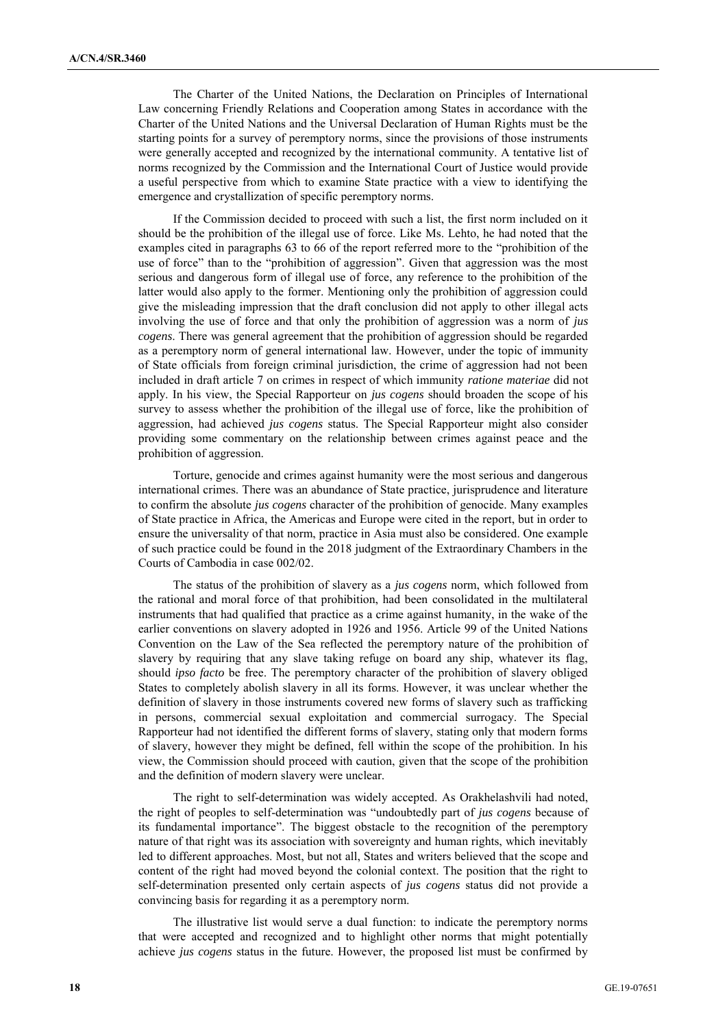The Charter of the United Nations, the Declaration on Principles of International Law concerning Friendly Relations and Cooperation among States in accordance with the Charter of the United Nations and the Universal Declaration of Human Rights must be the starting points for a survey of peremptory norms, since the provisions of those instruments were generally accepted and recognized by the international community. A tentative list of norms recognized by the Commission and the International Court of Justice would provide a useful perspective from which to examine State practice with a view to identifying the emergence and crystallization of specific peremptory norms.

If the Commission decided to proceed with such a list, the first norm included on it should be the prohibition of the illegal use of force. Like Ms. Lehto, he had noted that the examples cited in paragraphs 63 to 66 of the report referred more to the "prohibition of the use of force" than to the "prohibition of aggression". Given that aggression was the most serious and dangerous form of illegal use of force, any reference to the prohibition of the latter would also apply to the former. Mentioning only the prohibition of aggression could give the misleading impression that the draft conclusion did not apply to other illegal acts involving the use of force and that only the prohibition of aggression was a norm of *jus cogens*. There was general agreement that the prohibition of aggression should be regarded as a peremptory norm of general international law. However, under the topic of immunity of State officials from foreign criminal jurisdiction, the crime of aggression had not been included in draft article 7 on crimes in respect of which immunity *ratione materiae* did not apply. In his view, the Special Rapporteur on *jus cogens* should broaden the scope of his survey to assess whether the prohibition of the illegal use of force, like the prohibition of aggression, had achieved *jus cogens* status. The Special Rapporteur might also consider providing some commentary on the relationship between crimes against peace and the prohibition of aggression.

Torture, genocide and crimes against humanity were the most serious and dangerous international crimes. There was an abundance of State practice, jurisprudence and literature to confirm the absolute *jus cogens* character of the prohibition of genocide. Many examples of State practice in Africa, the Americas and Europe were cited in the report, but in order to ensure the universality of that norm, practice in Asia must also be considered. One example of such practice could be found in the 2018 judgment of the Extraordinary Chambers in the Courts of Cambodia in case 002/02.

The status of the prohibition of slavery as a *jus cogens* norm, which followed from the rational and moral force of that prohibition, had been consolidated in the multilateral instruments that had qualified that practice as a crime against humanity, in the wake of the earlier conventions on slavery adopted in 1926 and 1956. Article 99 of the United Nations Convention on the Law of the Sea reflected the peremptory nature of the prohibition of slavery by requiring that any slave taking refuge on board any ship, whatever its flag, should *ipso facto* be free. The peremptory character of the prohibition of slavery obliged States to completely abolish slavery in all its forms. However, it was unclear whether the definition of slavery in those instruments covered new forms of slavery such as trafficking in persons, commercial sexual exploitation and commercial surrogacy. The Special Rapporteur had not identified the different forms of slavery, stating only that modern forms of slavery, however they might be defined, fell within the scope of the prohibition. In his view, the Commission should proceed with caution, given that the scope of the prohibition and the definition of modern slavery were unclear.

The right to self-determination was widely accepted. As Orakhelashvili had noted, the right of peoples to self-determination was "undoubtedly part of *jus cogens* because of its fundamental importance". The biggest obstacle to the recognition of the peremptory nature of that right was its association with sovereignty and human rights, which inevitably led to different approaches. Most, but not all, States and writers believed that the scope and content of the right had moved beyond the colonial context. The position that the right to self-determination presented only certain aspects of *jus cogens* status did not provide a convincing basis for regarding it as a peremptory norm.

The illustrative list would serve a dual function: to indicate the peremptory norms that were accepted and recognized and to highlight other norms that might potentially achieve *jus cogens* status in the future. However, the proposed list must be confirmed by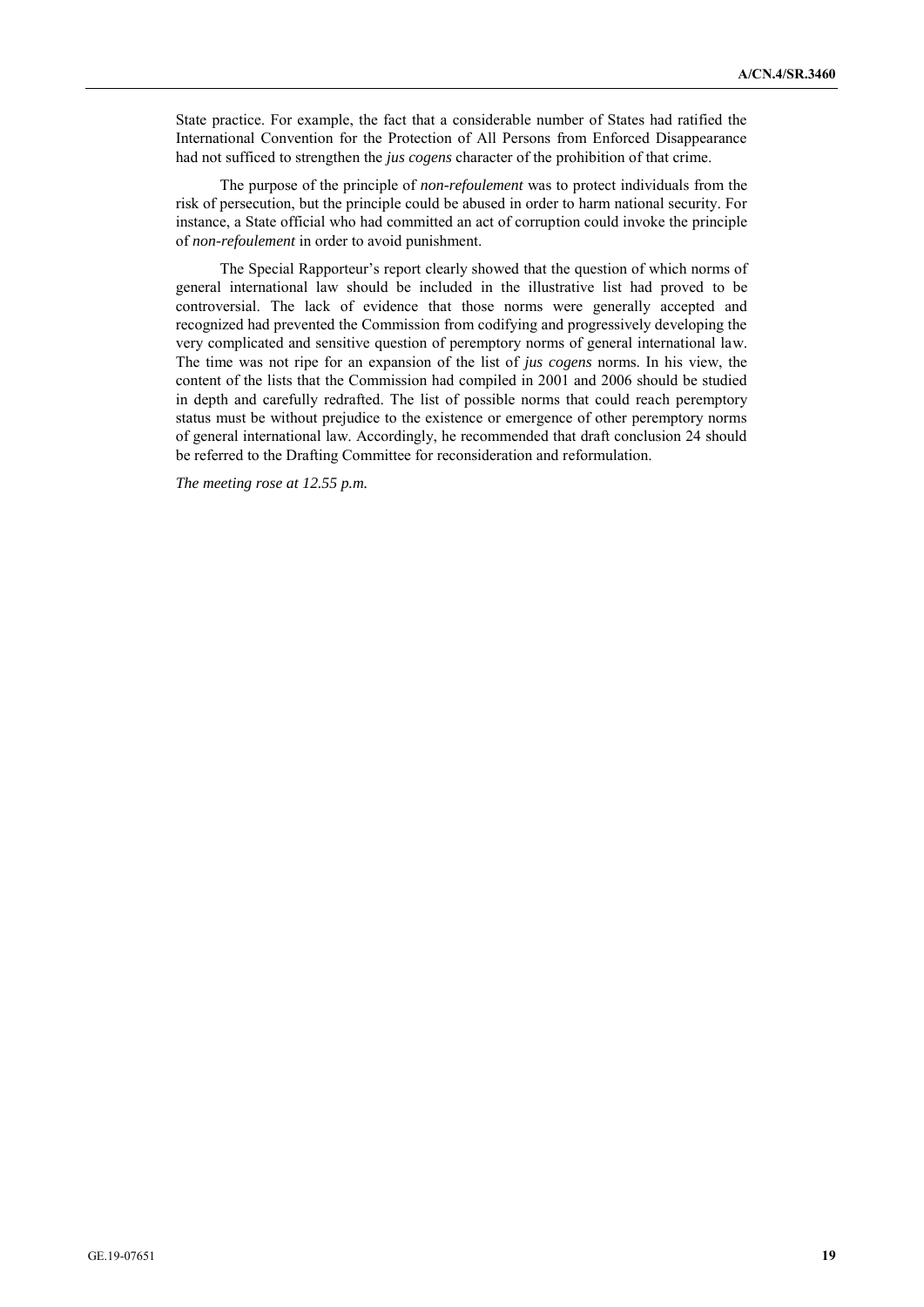State practice. For example, the fact that a considerable number of States had ratified the International Convention for the Protection of All Persons from Enforced Disappearance had not sufficed to strengthen the *jus cogens* character of the prohibition of that crime.

The purpose of the principle of *non-refoulement* was to protect individuals from the risk of persecution, but the principle could be abused in order to harm national security. For instance, a State official who had committed an act of corruption could invoke the principle of *non-refoulement* in order to avoid punishment.

The Special Rapporteur's report clearly showed that the question of which norms of general international law should be included in the illustrative list had proved to be controversial. The lack of evidence that those norms were generally accepted and recognized had prevented the Commission from codifying and progressively developing the very complicated and sensitive question of peremptory norms of general international law. The time was not ripe for an expansion of the list of *jus cogens* norms. In his view, the content of the lists that the Commission had compiled in 2001 and 2006 should be studied in depth and carefully redrafted. The list of possible norms that could reach peremptory status must be without prejudice to the existence or emergence of other peremptory norms of general international law. Accordingly, he recommended that draft conclusion 24 should be referred to the Drafting Committee for reconsideration and reformulation.

*The meeting rose at 12.55 p.m.*